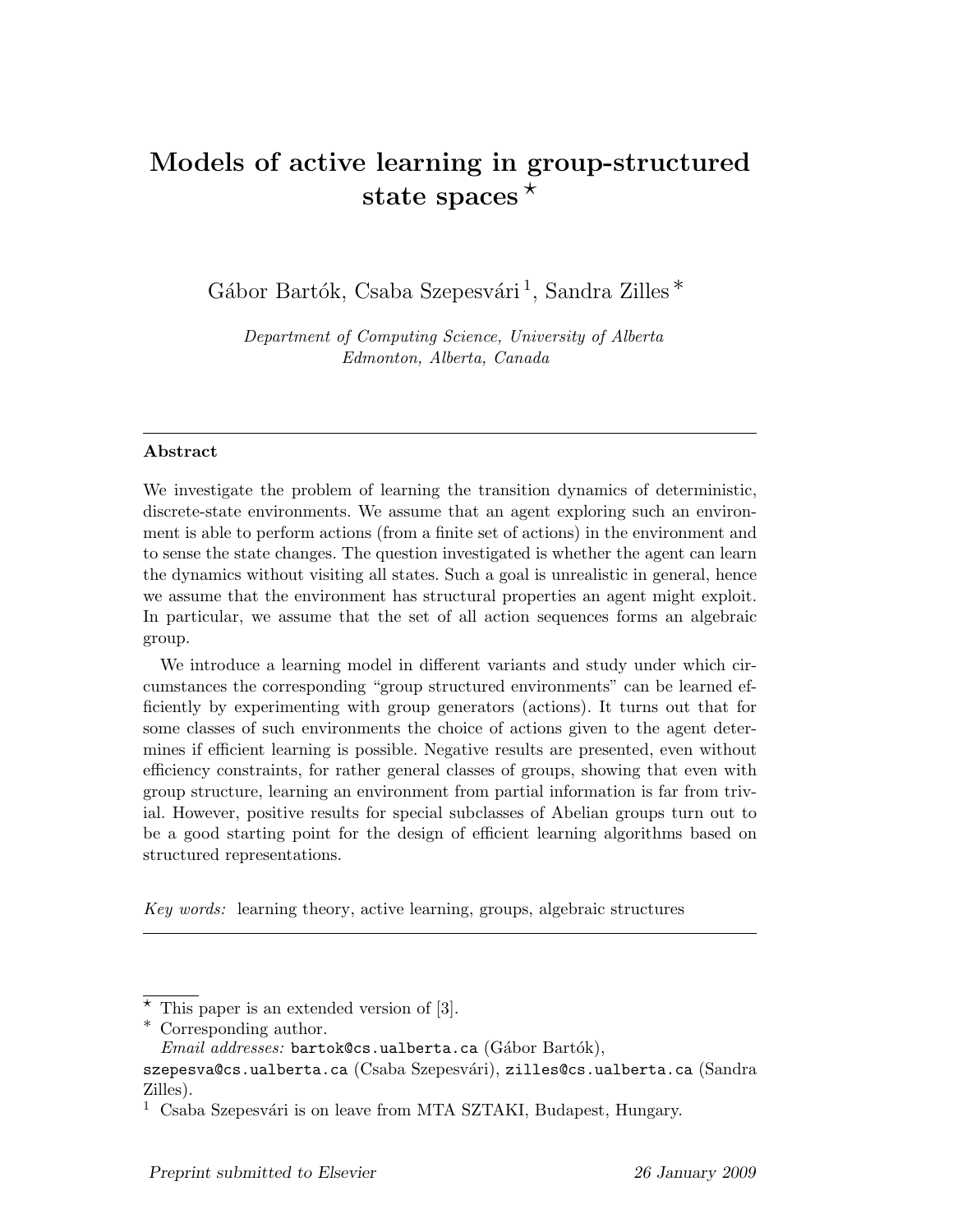# Models of active learning in group-structured state spaces ⋆

Gábor Bartók, Csaba Szepesvári [1], Sandra Zilles *

*Department of Computing Science, University of Alberta*
*Edmonton, Alberta, Canada*

---

**Abstract**

We investigate the problem of learning the transition dynamics of deterministic, discrete-state environments. We assume that an agent exploring such an environment is able to perform actions (from a finite set of actions) in the environment and to sense the state changes. The question investigated is whether the agent can learn the dynamics without visiting all states. Such a goal is unrealistic in general, hence we assume that the environment has structural properties an agent might exploit. In particular, we assume that the set of all action sequences forms an algebraic group.

We introduce a learning model in different variants and study under which circumstances the corresponding "group structured environments" can be learned efficiently by experimenting with group generators (actions). It turns out that for some classes of such environments the choice of actions given to the agent determines if efficient learning is possible. Negative results are presented, even without efficiency constraints, for rather general classes of groups, showing that even with group structure, learning an environment from partial information is far from trivial. However, positive results for special subclasses of Abelian groups turn out to be a good starting point for the design of efficient learning algorithms based on structured representations.

*Key words:* learning theory, active learning, groups, algebraic structures

---

⋆ This paper is an extended version of [3].

\* Corresponding author.
*Email addresses:* bartok@cs.ualberta.ca (Gábor Bartók), szepesva@cs.ualberta.ca (Csaba Szepesvári), zilles@cs.ualberta.ca (Sandra Zilles).

[1] Csaba Szepesvári is on leave from MTA SZTAKI, Budapest, Hungary.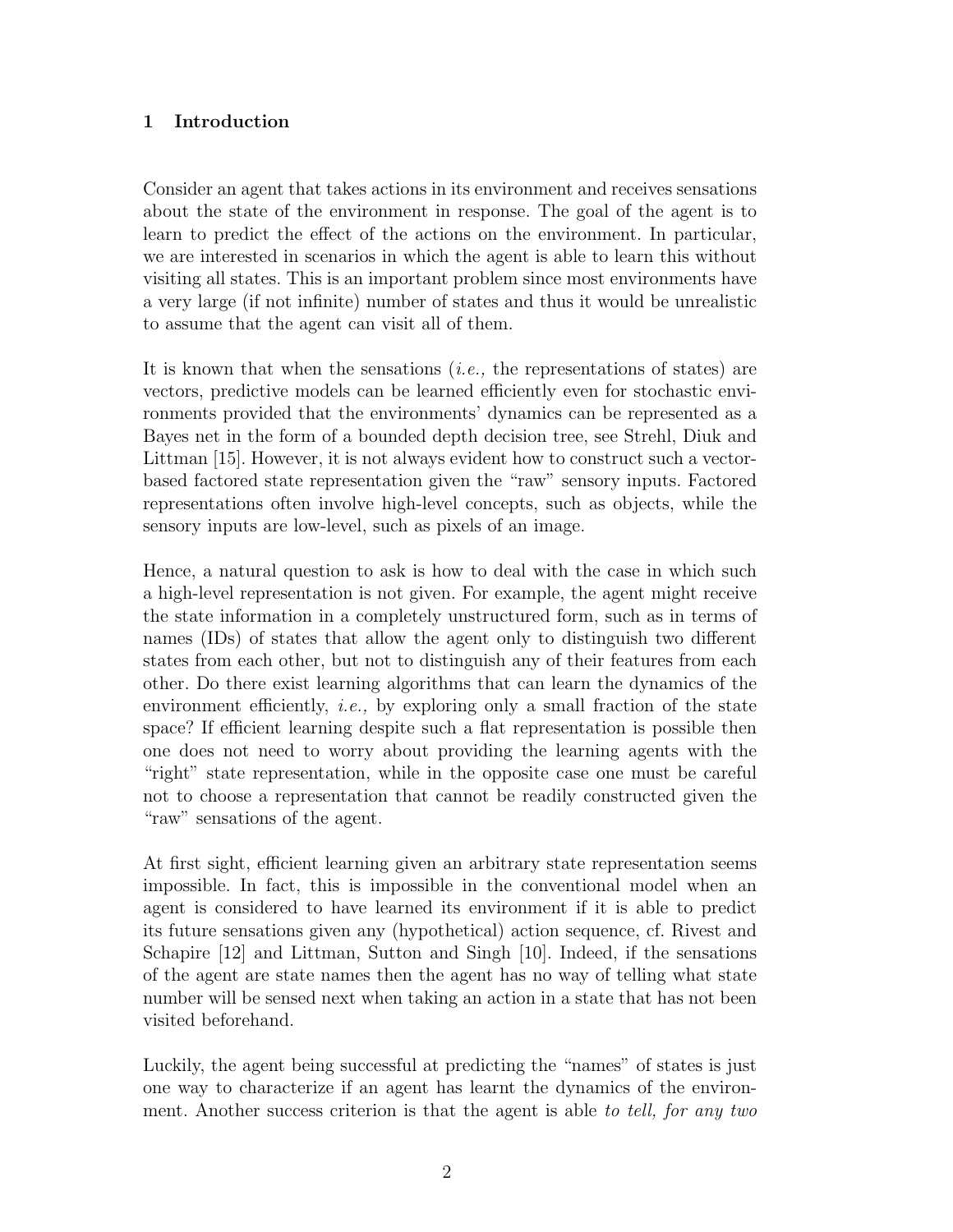## 1 Introduction

Consider an agent that takes actions in its environment and receives sensations about the state of the environment in response. The goal of the agent is to learn to predict the effect of the actions on the environment. In particular, we are interested in scenarios in which the agent is able to learn this without visiting all states. This is an important problem since most environments have a very large (if not infinite) number of states and thus it would be unrealistic to assume that the agent can visit all of them.

It is known that when the sensations (*i.e.,* the representations of states) are vectors, predictive models can be learned efficiently even for stochastic environments provided that the environments' dynamics can be represented as a Bayes net in the form of a bounded depth decision tree, see Strehl, Diuk and Littman [15]. However, it is not always evident how to construct such a vector-based factored state representation given the "raw" sensory inputs. Factored representations often involve high-level concepts, such as objects, while the sensory inputs are low-level, such as pixels of an image.

Hence, a natural question to ask is how to deal with the case in which such a high-level representation is not given. For example, the agent might receive the state information in a completely unstructured form, such as in terms of names (IDs) of states that allow the agent only to distinguish two different states from each other, but not to distinguish any of their features from each other. Do there exist learning algorithms that can learn the dynamics of the environment efficiently, *i.e.,* by exploring only a small fraction of the state space? If efficient learning despite such a flat representation is possible then one does not need to worry about providing the learning agents with the "right" state representation, while in the opposite case one must be careful not to choose a representation that cannot be readily constructed given the "raw" sensations of the agent.

At first sight, efficient learning given an arbitrary state representation seems impossible. In fact, this is impossible in the conventional model when an agent is considered to have learned its environment if it is able to predict its future sensations given any (hypothetical) action sequence, cf. Rivest and Schapire [12] and Littman, Sutton and Singh [10]. Indeed, if the sensations of the agent are state names then the agent has no way of telling what state number will be sensed next when taking an action in a state that has not been visited beforehand.

Luckily, the agent being successful at predicting the "names" of states is just one way to characterize if an agent has learnt the dynamics of the environment. Another success criterion is that the agent is able *to tell, for any two*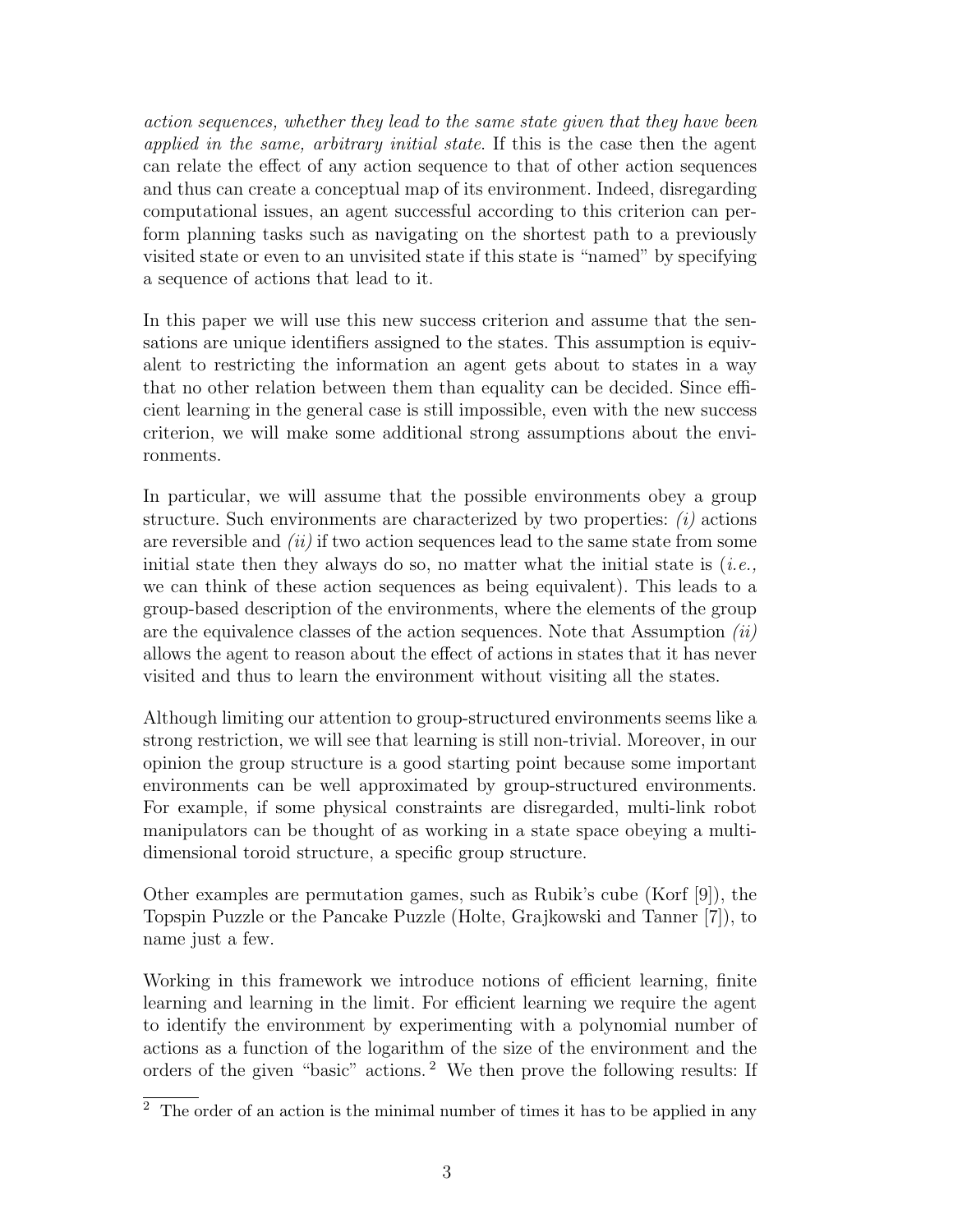*action sequences, whether they lead to the same state given that they have been applied in the same, arbitrary initial state*. If this is the case then the agent can relate the effect of any action sequence to that of other action sequences and thus can create a conceptual map of its environment. Indeed, disregarding computational issues, an agent successful according to this criterion can perform planning tasks such as navigating on the shortest path to a previously visited state or even to an unvisited state if this state is "named" by specifying a sequence of actions that lead to it.

In this paper we will use this new success criterion and assume that the sensations are unique identifiers assigned to the states. This assumption is equivalent to restricting the information an agent gets about to states in a way that no other relation between them than equality can be decided. Since efficient learning in the general case is still impossible, even with the new success criterion, we will make some additional strong assumptions about the environments.

In particular, we will assume that the possible environments obey a group structure. Such environments are characterized by two properties: *(i)* actions are reversible and *(ii)* if two action sequences lead to the same state from some initial state then they always do so, no matter what the initial state is (*i.e.,* we can think of these action sequences as being equivalent). This leads to a group-based description of the environments, where the elements of the group are the equivalence classes of the action sequences. Note that Assumption *(ii)* allows the agent to reason about the effect of actions in states that it has never visited and thus to learn the environment without visiting all the states.

Although limiting our attention to group-structured environments seems like a strong restriction, we will see that learning is still non-trivial. Moreover, in our opinion the group structure is a good starting point because some important environments can be well approximated by group-structured environments. For example, if some physical constraints are disregarded, multi-link robot manipulators can be thought of as working in a state space obeying a multi-dimensional toroid structure, a specific group structure.

Other examples are permutation games, such as Rubik's cube (Korf [9]), the Topspin Puzzle or the Pancake Puzzle (Holte, Grajkowski and Tanner [7]), to name just a few.

Working in this framework we introduce notions of efficient learning, finite learning and learning in the limit. For efficient learning we require the agent to identify the environment by experimenting with a polynomial number of actions as a function of the logarithm of the size of the environment and the orders of the given "basic" actions. [2] We then prove the following results: If

[2] The order of an action is the minimal number of times it has to be applied in any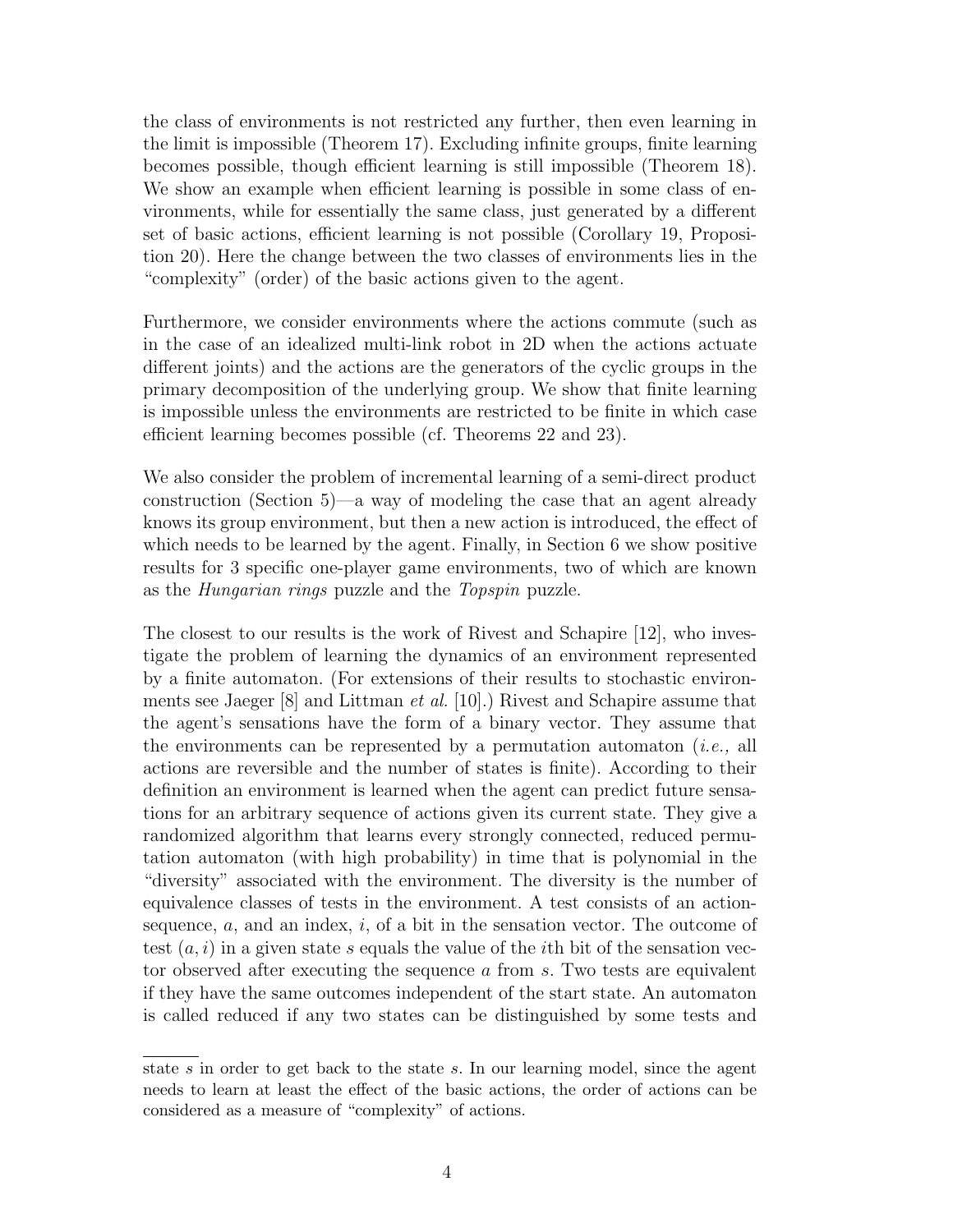the class of environments is not restricted any further, then even learning in the limit is impossible (Theorem 17). Excluding infinite groups, finite learning becomes possible, though efficient learning is still impossible (Theorem 18). We show an example when efficient learning is possible in some class of environments, while for essentially the same class, just generated by a different set of basic actions, efficient learning is not possible (Corollary 19, Proposition 20). Here the change between the two classes of environments lies in the "complexity" (order) of the basic actions given to the agent.

Furthermore, we consider environments where the actions commute (such as in the case of an idealized multi-link robot in 2D when the actions actuate different joints) and the actions are the generators of the cyclic groups in the primary decomposition of the underlying group. We show that finite learning is impossible unless the environments are restricted to be finite in which case efficient learning becomes possible (cf. Theorems 22 and 23).

We also consider the problem of incremental learning of a semi-direct product construction (Section 5)—a way of modeling the case that an agent already knows its group environment, but then a new action is introduced, the effect of which needs to be learned by the agent. Finally, in Section 6 we show positive results for 3 specific one-player game environments, two of which are known as the *Hungarian rings* puzzle and the *Topspin* puzzle.

The closest to our results is the work of Rivest and Schapire [12], who investigate the problem of learning the dynamics of an environment represented by a finite automaton. (For extensions of their results to stochastic environments see Jaeger [8] and Littman *et al.* [10].) Rivest and Schapire assume that the agent's sensations have the form of a binary vector. They assume that the environments can be represented by a permutation automaton (*i.e.,* all actions are reversible and the number of states is finite). According to their definition an environment is learned when the agent can predict future sensations for an arbitrary sequence of actions given its current state. They give a randomized algorithm that learns every strongly connected, reduced permutation automaton (with high probability) in time that is polynomial in the "diversity" associated with the environment. The diversity is the number of equivalence classes of tests in the environment. A test consists of an action-sequence, $a$, and an index, $i$, of a bit in the sensation vector. The outcome of test $(a, i)$ in a given state $s$ equals the value of the $i$th bit of the sensation vector observed after executing the sequence $a$ from $s$. Two tests are equivalent if they have the same outcomes independent of the start state. An automaton is called reduced if any two states can be distinguished by some tests and

---

state $s$ in order to get back to the state $s$. In our learning model, since the agent needs to learn at least the effect of the basic actions, the order of actions can be considered as a measure of "complexity" of actions.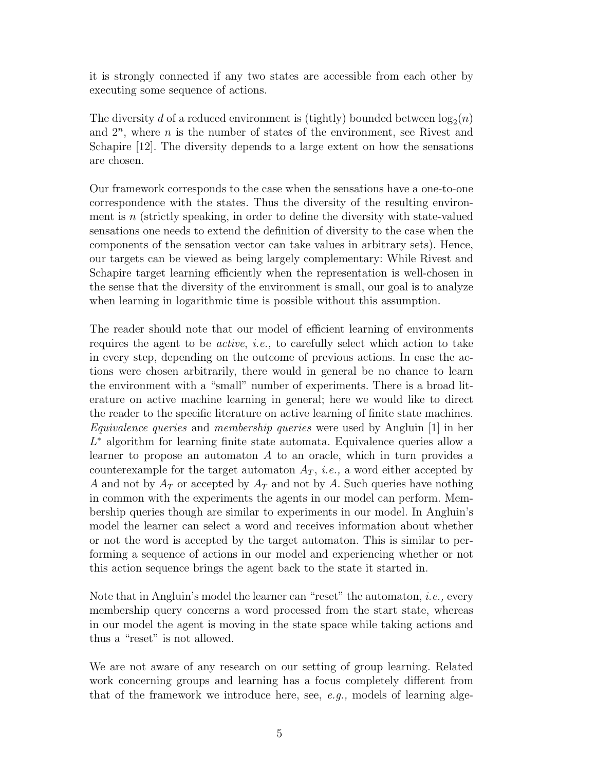it is strongly connected if any two states are accessible from each other by executing some sequence of actions.

The diversity $d$ of a reduced environment is (tightly) bounded between $\log_2(n)$ and $2^n$, where $n$ is the number of states of the environment, see Rivest and Schapire [12]. The diversity depends to a large extent on how the sensations are chosen.

Our framework corresponds to the case when the sensations have a one-to-one correspondence with the states. Thus the diversity of the resulting environment is $n$ (strictly speaking, in order to define the diversity with state-valued sensations one needs to extend the definition of diversity to the case when the components of the sensation vector can take values in arbitrary sets). Hence, our targets can be viewed as being largely complementary: While Rivest and Schapire target learning efficiently when the representation is well-chosen in the sense that the diversity of the environment is small, our goal is to analyze when learning in logarithmic time is possible without this assumption.

The reader should note that our model of efficient learning of environments requires the agent to be *active*, *i.e.,* to carefully select which action to take in every step, depending on the outcome of previous actions. In case the actions were chosen arbitrarily, there would in general be no chance to learn the environment with a "small" number of experiments. There is a broad literature on active machine learning in general; here we would like to direct the reader to the specific literature on active learning of finite state machines. *Equivalence queries* and *membership queries* were used by Angluin [1] in her $L^*$ algorithm for learning finite state automata. Equivalence queries allow a learner to propose an automaton $A$ to an oracle, which in turn provides a counterexample for the target automaton $A_T$, *i.e.,* a word either accepted by $A$ and not by $A_T$ or accepted by $A_T$ and not by $A$. Such queries have nothing in common with the experiments the agents in our model can perform. Membership queries though are similar to experiments in our model. In Angluin's model the learner can select a word and receives information about whether or not the word is accepted by the target automaton. This is similar to performing a sequence of actions in our model and experiencing whether or not this action sequence brings the agent back to the state it started in.

Note that in Angluin's model the learner can "reset" the automaton, *i.e.,* every membership query concerns a word processed from the start state, whereas in our model the agent is moving in the state space while taking actions and thus a "reset" is not allowed.

We are not aware of any research on our setting of group learning. Related work concerning groups and learning has a focus completely different from that of the framework we introduce here, see, *e.g.,* models of learning alge-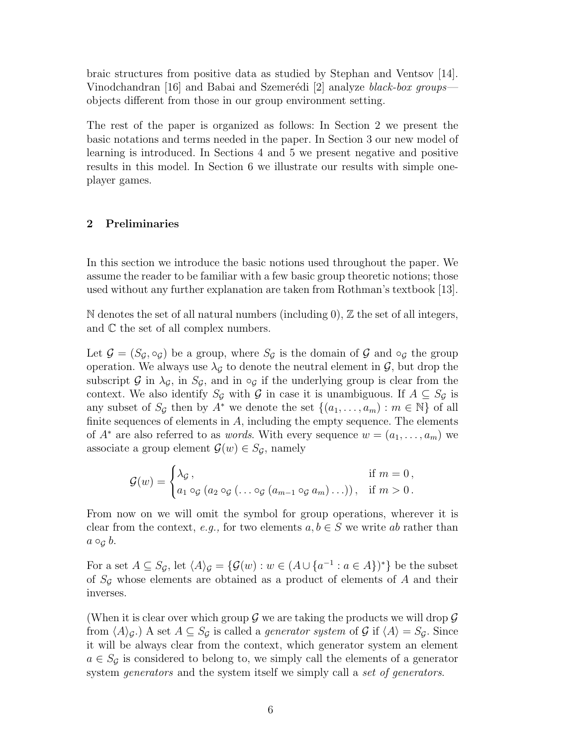braic structures from positive data as studied by Stephan and Ventsov [14]. Vinodchandran [16] and Babai and Szemerédi [2] analyze *black-box groups*—objects different from those in our group environment setting.

The rest of the paper is organized as follows: In Section 2 we present the basic notations and terms needed in the paper. In Section 3 our new model of learning is introduced. In Sections 4 and 5 we present negative and positive results in this model. In Section 6 we illustrate our results with simple one-player games.

## 2 Preliminaries

In this section we introduce the basic notions used throughout the paper. We assume the reader to be familiar with a few basic group theoretic notions; those used without any further explanation are taken from Rothman's textbook [13].

$\mathbb{N}$ denotes the set of all natural numbers (including 0), $\mathbb{Z}$ the set of all integers, and $\mathbb{C}$ the set of all complex numbers.

Let $\mathcal{G} = (S_\mathcal{G}, \circ_\mathcal{G})$ be a group, where $S_\mathcal{G}$ is the domain of $\mathcal{G}$ and $\circ_\mathcal{G}$ the group operation. We always use $\lambda_\mathcal{G}$ to denote the neutral element in $\mathcal{G}$, but drop the subscript $\mathcal{G}$ in $\lambda_\mathcal{G}$, in $S_\mathcal{G}$, and in $\circ_\mathcal{G}$ if the underlying group is clear from the context. We also identify $S_\mathcal{G}$ with $\mathcal{G}$ in case it is unambiguous. If $A \subseteq S_\mathcal{G}$ is any subset of $S_\mathcal{G}$ then by $A^*$ we denote the set $\{(a_1, \ldots, a_m) : m \in \mathbb{N}\}$ of all finite sequences of elements in $A$, including the empty sequence. The elements of $A^*$ are also referred to as *words*. With every sequence $w = (a_1, \ldots, a_m)$ we associate a group element $\mathcal{G}(w) \in S_\mathcal{G}$, namely

$$\mathcal{G}(w) = \begin{cases} \lambda_\mathcal{G}\,, & \text{if } m = 0\,, \\ a_1 \circ_\mathcal{G} (a_2 \circ_\mathcal{G} (\ldots \circ_\mathcal{G} (a_{m-1} \circ_\mathcal{G} a_m) \ldots))\,, & \text{if } m > 0\,. \end{cases}$$

From now on we will omit the symbol for group operations, wherever it is clear from the context, *e.g.,* for two elements $a, b \in S$ we write $ab$ rather than $a \circ_\mathcal{G} b$.

For a set $A \subseteq S_\mathcal{G}$, let $\langle A \rangle_\mathcal{G} = \{\mathcal{G}(w) : w \in (A \cup \{a^{-1} : a \in A\})^*\}$ be the subset of $S_\mathcal{G}$ whose elements are obtained as a product of elements of $A$ and their inverses.

(When it is clear over which group $\mathcal{G}$ we are taking the products we will drop $\mathcal{G}$ from $\langle A \rangle_\mathcal{G}$.) A set $A \subseteq S_\mathcal{G}$ is called a *generator system* of $\mathcal{G}$ if $\langle A \rangle = S_\mathcal{G}$. Since it will be always clear from the context, which generator system an element $a \in S_\mathcal{G}$ is considered to belong to, we simply call the elements of a generator system *generators* and the system itself we simply call a *set of generators*.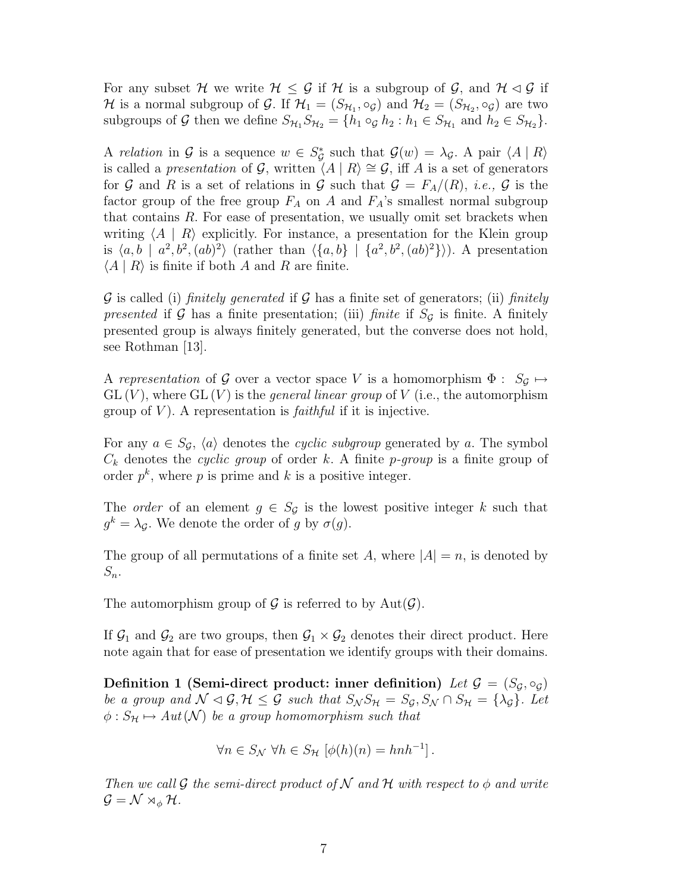For any subset $\mathcal{H}$ we write $\mathcal{H} \leq \mathcal{G}$ if $\mathcal{H}$ is a subgroup of $\mathcal{G}$, and $\mathcal{H} \lhd \mathcal{G}$ if $\mathcal{H}$ is a normal subgroup of $\mathcal{G}$. If $\mathcal{H}_1 = (S_{\mathcal{H}_1}, \circ_{\mathcal{G}})$ and $\mathcal{H}_2 = (S_{\mathcal{H}_2}, \circ_{\mathcal{G}})$ are two subgroups of $\mathcal{G}$ then we define $S_{\mathcal{H}_1} S_{\mathcal{H}_2} = \{h_1 \circ_{\mathcal{G}} h_2 : h_1 \in S_{\mathcal{H}_1} \text{ and } h_2 \in S_{\mathcal{H}_2}\}$.

A *relation* in $\mathcal{G}$ is a sequence $w \in S_{\mathcal{G}}^*$ such that $\mathcal{G}(w) = \lambda_{\mathcal{G}}$. A pair $\langle A \mid R \rangle$ is called a *presentation* of $\mathcal{G}$, written $\langle A \mid R \rangle \cong \mathcal{G}$, iff $A$ is a set of generators for $\mathcal{G}$ and $R$ is a set of relations in $\mathcal{G}$ such that $\mathcal{G} = F_A/(R)$, *i.e.,* $\mathcal{G}$ is the factor group of the free group $F_A$ on $A$ and $F_A$'s smallest normal subgroup that contains $R$. For ease of presentation, we usually omit set brackets when writing $\langle A \mid R \rangle$ explicitly. For instance, a presentation for the Klein group is $\langle a, b \mid a^2, b^2, (ab)^2 \rangle$ (rather than $\langle \{a, b\} \mid \{a^2, b^2, (ab)^2\} \rangle$). A presentation $\langle A \mid R \rangle$ is finite if both $A$ and $R$ are finite.

$\mathcal{G}$ is called (i) *finitely generated* if $\mathcal{G}$ has a finite set of generators; (ii) *finitely presented* if $\mathcal{G}$ has a finite presentation; (iii) *finite* if $S_{\mathcal{G}}$ is finite. A finitely presented group is always finitely generated, but the converse does not hold, see Rothman [13].

A *representation* of $\mathcal{G}$ over a vector space $V$ is a homomorphism $\Phi : S_{\mathcal{G}} \mapsto \mathrm{GL}(V)$, where $\mathrm{GL}(V)$ is the *general linear group* of $V$ (i.e., the automorphism group of $V$). A representation is *faithful* if it is injective.

For any $a \in S_{\mathcal{G}}$, $\langle a \rangle$ denotes the *cyclic subgroup* generated by $a$. The symbol $C_k$ denotes the *cyclic group* of order $k$. A finite $p$-*group* is a finite group of order $p^k$, where $p$ is prime and $k$ is a positive integer.

The *order* of an element $g \in S_{\mathcal{G}}$ is the lowest positive integer $k$ such that $g^k = \lambda_{\mathcal{G}}$. We denote the order of $g$ by $\sigma(g)$.

The group of all permutations of a finite set $A$, where $|A| = n$, is denoted by $S_n$.

The automorphism group of $\mathcal{G}$ is referred to by $\mathrm{Aut}(\mathcal{G})$.

If $\mathcal{G}_1$ and $\mathcal{G}_2$ are two groups, then $\mathcal{G}_1 \times \mathcal{G}_2$ denotes their direct product. Here note again that for ease of presentation we identify groups with their domains.

**Definition 1 (Semi-direct product: inner definition)** *Let $\mathcal{G} = (S_{\mathcal{G}}, \circ_{\mathcal{G}})$ be a group and $\mathcal{N} \lhd \mathcal{G}, \mathcal{H} \leq \mathcal{G}$ such that $S_{\mathcal{N}} S_{\mathcal{H}} = S_{\mathcal{G}}, S_{\mathcal{N}} \cap S_{\mathcal{H}} = \{\lambda_{\mathcal{G}}\}$. Let $\phi : S_{\mathcal{H}} \mapsto Aut(\mathcal{N})$ be a group homomorphism such that*

$$\forall n \in S_{\mathcal{N}} \ \forall h \in S_{\mathcal{H}} \left[\phi(h)(n) = hnh^{-1}\right].$$

*Then we call $\mathcal{G}$ the semi-direct product of $\mathcal{N}$ and $\mathcal{H}$ with respect to $\phi$ and write $\mathcal{G} = \mathcal{N} \rtimes_{\phi} \mathcal{H}$.*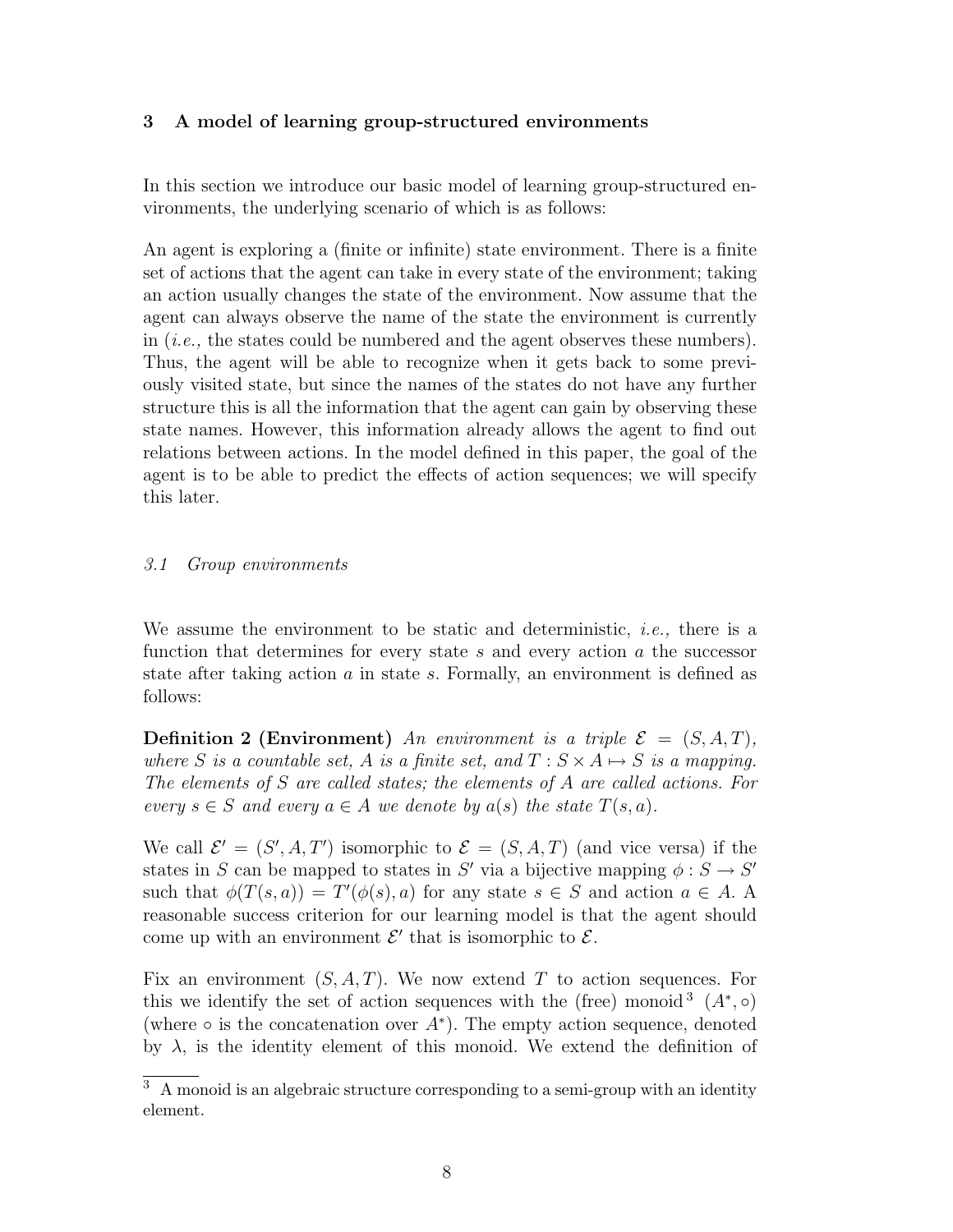## 3 A model of learning group-structured environments

In this section we introduce our basic model of learning group-structured environments, the underlying scenario of which is as follows:

An agent is exploring a (finite or infinite) state environment. There is a finite set of actions that the agent can take in every state of the environment; taking an action usually changes the state of the environment. Now assume that the agent can always observe the name of the state the environment is currently in (*i.e.,* the states could be numbered and the agent observes these numbers). Thus, the agent will be able to recognize when it gets back to some previously visited state, but since the names of the states do not have any further structure this is all the information that the agent can gain by observing these state names. However, this information already allows the agent to find out relations between actions. In the model defined in this paper, the goal of the agent is to be able to predict the effects of action sequences; we will specify this later.

### 3.1 Group environments

We assume the environment to be static and deterministic, *i.e.,* there is a function that determines for every state $s$ and every action $a$ the successor state after taking action $a$ in state $s$. Formally, an environment is defined as follows:

**Definition 2 (Environment)** *An environment is a triple $\mathcal{E} = (S, A, T)$, where $S$ is a countable set, $A$ is a finite set, and $T : S \times A \mapsto S$ is a mapping. The elements of $S$ are called states; the elements of $A$ are called actions. For every $s \in S$ and every $a \in A$ we denote by $a(s)$ the state $T(s, a)$.*

We call $\mathcal{E}' = (S', A, T')$ isomorphic to $\mathcal{E} = (S, A, T)$ (and vice versa) if the states in $S$ can be mapped to states in $S'$ via a bijective mapping $\phi : S \to S'$ such that $\phi(T(s, a)) = T'(\phi(s), a)$ for any state $s \in S$ and action $a \in A$. A reasonable success criterion for our learning model is that the agent should come up with an environment $\mathcal{E}'$ that is isomorphic to $\mathcal{E}$.

Fix an environment $(S, A, T)$. We now extend $T$ to action sequences. For this we identify the set of action sequences with the (free) monoid[3] $(A^*, \circ)$ (where $\circ$ is the concatenation over $A^*$). The empty action sequence, denoted by $\lambda$, is the identity element of this monoid. We extend the definition of

[3] A monoid is an algebraic structure corresponding to a semi-group with an identity element.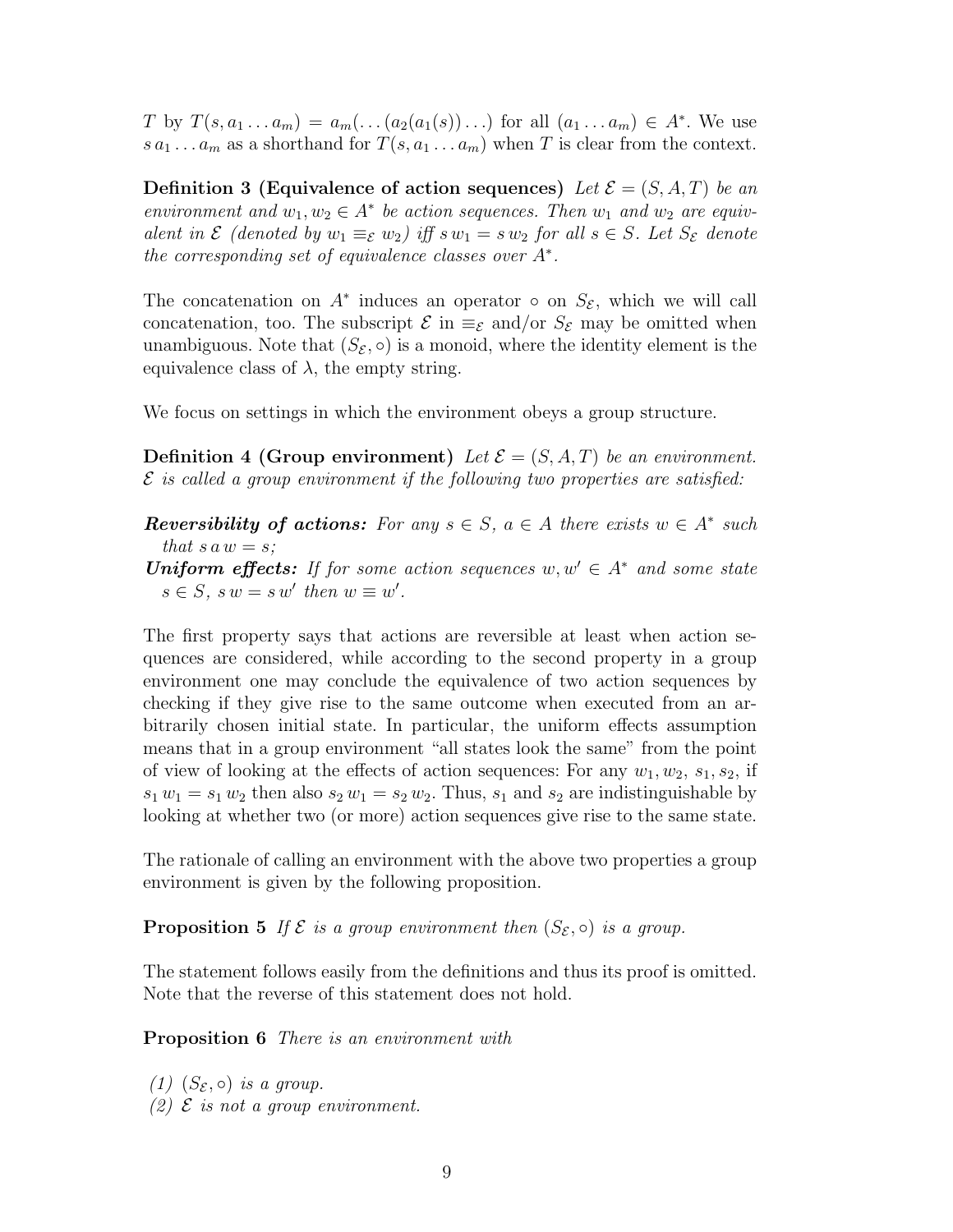$T$ by $T(s, a_1 \ldots a_m) = a_m(\ldots(a_2(a_1(s))\ldots)$ for all $(a_1 \ldots a_m) \in A^*$. We use $s\, a_1 \ldots a_m$ as a shorthand for $T(s, a_1 \ldots a_m)$ when $T$ is clear from the context.

**Definition 3 (Equivalence of action sequences)** *Let $\mathcal{E} = (S, A, T)$ be an environment and $w_1, w_2 \in A^*$ be action sequences. Then $w_1$ and $w_2$ are equivalent in $\mathcal{E}$ (denoted by $w_1 \equiv_{\mathcal{E}} w_2$) iff $s\, w_1 = s\, w_2$ for all $s \in S$. Let $S_{\mathcal{E}}$ denote the corresponding set of equivalence classes over $A^*$.*

The concatenation on $A^*$ induces an operator $\circ$ on $S_{\mathcal{E}}$, which we will call concatenation, too. The subscript $\mathcal{E}$ in $\equiv_{\mathcal{E}}$ and/or $S_{\mathcal{E}}$ may be omitted when unambiguous. Note that $(S_{\mathcal{E}}, \circ)$ is a monoid, where the identity element is the equivalence class of $\lambda$, the empty string.

We focus on settings in which the environment obeys a group structure.

**Definition 4 (Group environment)** *Let $\mathcal{E} = (S, A, T)$ be an environment. $\mathcal{E}$ is called a group environment if the following two properties are satisfied:*

***Reversibility of actions:*** *For any $s \in S$, $a \in A$ there exists $w \in A^*$ such that $s\, a\, w = s$;*

***Uniform effects:*** *If for some action sequences $w, w' \in A^*$ and some state $s \in S$, $s\, w = s\, w'$ then $w \equiv w'$.*

The first property says that actions are reversible at least when action sequences are considered, while according to the second property in a group environment one may conclude the equivalence of two action sequences by checking if they give rise to the same outcome when executed from an arbitrarily chosen initial state. In particular, the uniform effects assumption means that in a group environment "all states look the same" from the point of view of looking at the effects of action sequences: For any $w_1, w_2, s_1, s_2$, if $s_1\, w_1 = s_1\, w_2$ then also $s_2\, w_1 = s_2\, w_2$. Thus, $s_1$ and $s_2$ are indistinguishable by looking at whether two (or more) action sequences give rise to the same state.

The rationale of calling an environment with the above two properties a group environment is given by the following proposition.

**Proposition 5** *If $\mathcal{E}$ is a group environment then $(S_{\mathcal{E}}, \circ)$ is a group.*

The statement follows easily from the definitions and thus its proof is omitted. Note that the reverse of this statement does not hold.

**Proposition 6** *There is an environment with*

*(1) $(S_{\mathcal{E}}, \circ)$ is a group.*
*(2) $\mathcal{E}$ is not a group environment.*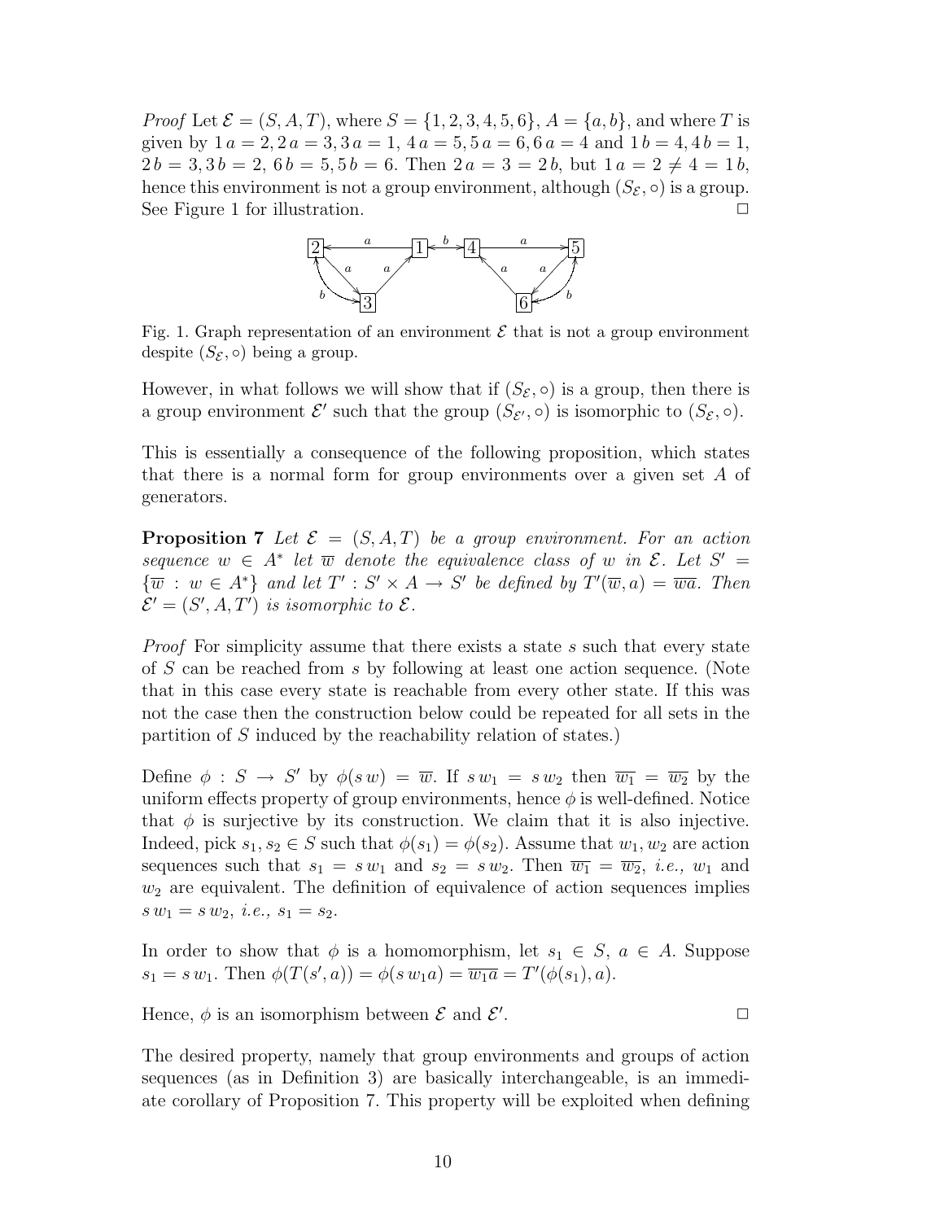*Proof* Let $\mathcal{E} = (S, A, T)$, where $S = \{1, 2, 3, 4, 5, 6\}$, $A = \{a, b\}$, and where $T$ is given by $1\,a = 2, 2\,a = 3, 3\,a = 1$, $4\,a = 5, 5\,a = 6, 6\,a = 4$ and $1\,b = 4, 4\,b = 1$, $2\,b = 3, 3\,b = 2$, $6\,b = 5, 5\,b = 6$. Then $2\,a = 3 = 2\,b$, but $1\,a = 2 \neq 4 = 1\,b$, hence this environment is not a group environment, although $(S_{\mathcal{E}}, \circ)$ is a group. See Figure 1 for illustration. $\square$

Fig. 1. Graph representation of an environment $\mathcal{E}$ that is not a group environment despite $(S_{\mathcal{E}}, \circ)$ being a group.

However, in what follows we will show that if $(S_{\mathcal{E}}, \circ)$ is a group, then there is a group environment $\mathcal{E}'$ such that the group $(S_{\mathcal{E}'}, \circ)$ is isomorphic to $(S_{\mathcal{E}}, \circ)$.

This is essentially a consequence of the following proposition, which states that there is a normal form for group environments over a given set $A$ of generators.

**Proposition 7** *Let $\mathcal{E} = (S, A, T)$ be a group environment. For an action sequence $w \in A^*$ let $\overline{w}$ denote the equivalence class of $w$ in $\mathcal{E}$. Let $S' = \{\overline{w} : w \in A^*\}$ and let $T' : S' \times A \to S'$ be defined by $T'(\overline{w}, a) = \overline{wa}$. Then $\mathcal{E}' = (S', A, T')$ is isomorphic to $\mathcal{E}$.*

*Proof* For simplicity assume that there exists a state $s$ such that every state of $S$ can be reached from $s$ by following at least one action sequence. (Note that in this case every state is reachable from every other state. If this was not the case then the construction below could be repeated for all sets in the partition of $S$ induced by the reachability relation of states.)

Define $\phi : S \to S'$ by $\phi(s\,w) = \overline{w}$. If $s\,w_1 = s\,w_2$ then $\overline{w_1} = \overline{w_2}$ by the uniform effects property of group environments, hence $\phi$ is well-defined. Notice that $\phi$ is surjective by its construction. We claim that it is also injective. Indeed, pick $s_1, s_2 \in S$ such that $\phi(s_1) = \phi(s_2)$. Assume that $w_1, w_2$ are action sequences such that $s_1 = s\,w_1$ and $s_2 = s\,w_2$. Then $\overline{w_1} = \overline{w_2}$, *i.e.*, $w_1$ and $w_2$ are equivalent. The definition of equivalence of action sequences implies $s\,w_1 = s\,w_2$, *i.e.*, $s_1 = s_2$.

In order to show that $\phi$ is a homomorphism, let $s_1 \in S$, $a \in A$. Suppose $s_1 = s\,w_1$. Then $\phi(T(s', a)) = \phi(s\,w_1 a) = \overline{w_1 a} = T'(\phi(s_1), a)$.

Hence, $\phi$ is an isomorphism between $\mathcal{E}$ and $\mathcal{E}'$. $\square$

The desired property, namely that group environments and groups of action sequences (as in Definition 3) are basically interchangeable, is an immediate corollary of Proposition 7. This property will be exploited when defining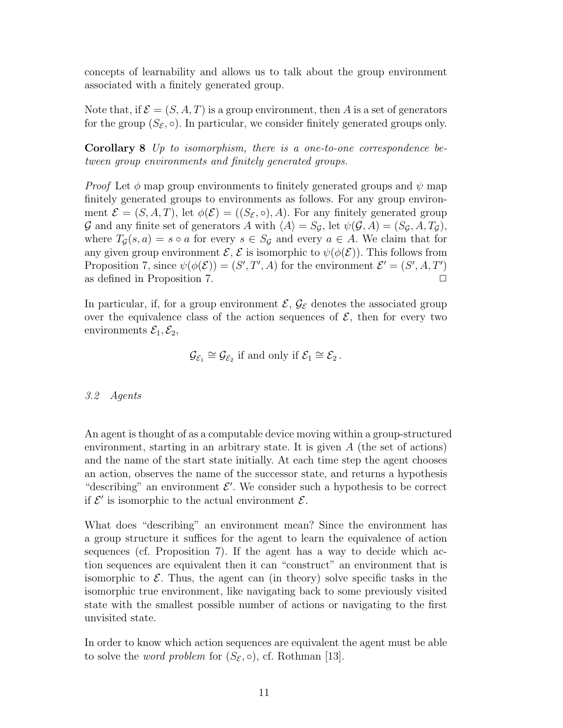concepts of learnability and allows us to talk about the group environment associated with a finitely generated group.

Note that, if $\mathcal{E} = (S, A, T)$ is a group environment, then $A$ is a set of generators for the group $(S_{\mathcal{E}}, \circ)$. In particular, we consider finitely generated groups only.

**Corollary 8** *Up to isomorphism, there is a one-to-one correspondence between group environments and finitely generated groups.*

*Proof* Let $\phi$ map group environments to finitely generated groups and $\psi$ map finitely generated groups to environments as follows. For any group environment $\mathcal{E} = (S, A, T)$, let $\phi(\mathcal{E}) = ((S_{\mathcal{E}}, \circ), A)$. For any finitely generated group $\mathcal{G}$ and any finite set of generators $A$ with $\langle A \rangle = S_{\mathcal{G}}$, let $\psi(\mathcal{G}, A) = (S_{\mathcal{G}}, A, T_{\mathcal{G}})$, where $T_{\mathcal{G}}(s, a) = s \circ a$ for every $s \in S_{\mathcal{G}}$ and every $a \in A$. We claim that for any given group environment $\mathcal{E}$, $\mathcal{E}$ is isomorphic to $\psi(\phi(\mathcal{E}))$. This follows from Proposition 7, since $\psi(\phi(\mathcal{E})) = (S', T', A)$ for the environment $\mathcal{E}' = (S', A, T')$ as defined in Proposition 7. $\square$

In particular, if, for a group environment $\mathcal{E}$, $\mathcal{G}_{\mathcal{E}}$ denotes the associated group over the equivalence class of the action sequences of $\mathcal{E}$, then for every two environments $\mathcal{E}_1, \mathcal{E}_2$,

$$\mathcal{G}_{\mathcal{E}_1} \cong \mathcal{G}_{\mathcal{E}_2} \text{ if and only if } \mathcal{E}_1 \cong \mathcal{E}_2 \,.$$

### *3.2 Agents*

An agent is thought of as a computable device moving within a group-structured environment, starting in an arbitrary state. It is given $A$ (the set of actions) and the name of the start state initially. At each time step the agent chooses an action, observes the name of the successor state, and returns a hypothesis "describing" an environment $\mathcal{E}'$. We consider such a hypothesis to be correct if $\mathcal{E}'$ is isomorphic to the actual environment $\mathcal{E}$.

What does "describing" an environment mean? Since the environment has a group structure it suffices for the agent to learn the equivalence of action sequences (cf. Proposition 7). If the agent has a way to decide which action sequences are equivalent then it can "construct" an environment that is isomorphic to $\mathcal{E}$. Thus, the agent can (in theory) solve specific tasks in the isomorphic true environment, like navigating back to some previously visited state with the smallest possible number of actions or navigating to the first unvisited state.

In order to know which action sequences are equivalent the agent must be able to solve the *word problem* for $(S_{\mathcal{E}}, \circ)$, cf. Rothman [13].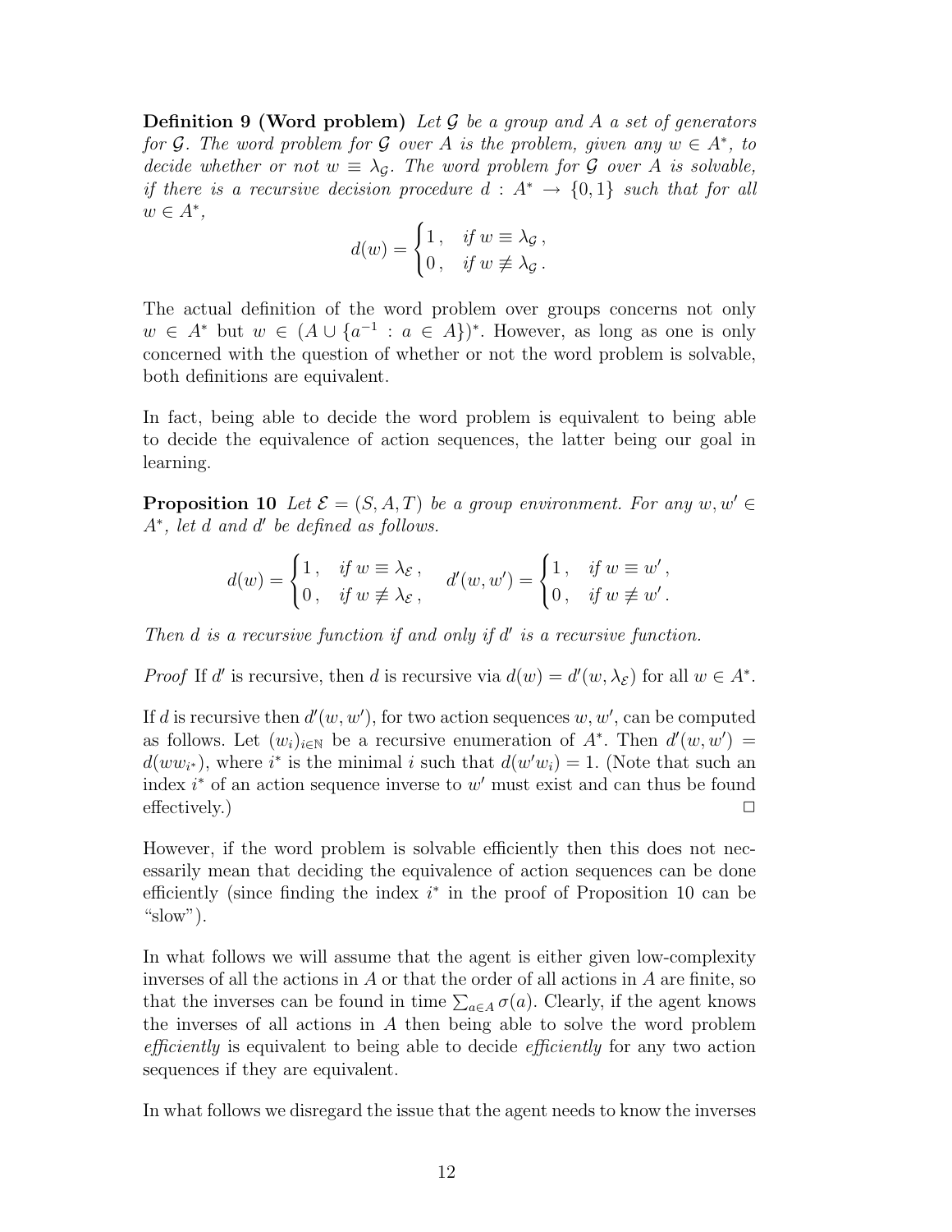**Definition 9 (Word problem)** *Let $\mathcal{G}$ be a group and $A$ a set of generators for $\mathcal{G}$. The word problem for $\mathcal{G}$ over $A$ is the problem, given any $w \in A^*$, to decide whether or not $w \equiv \lambda_{\mathcal{G}}$. The word problem for $\mathcal{G}$ over $A$ is solvable, if there is a recursive decision procedure $d : A^* \to \{0,1\}$ such that for all $w \in A^*$,*

$$d(w) = \begin{cases} 1\,, & \text{if } w \equiv \lambda_{\mathcal{G}}\,, \\ 0\,, & \text{if } w \not\equiv \lambda_{\mathcal{G}}\,. \end{cases}$$

The actual definition of the word problem over groups concerns not only $w \in A^*$ but $w \in (A \cup \{a^{-1} : a \in A\})^*$. However, as long as one is only concerned with the question of whether or not the word problem is solvable, both definitions are equivalent.

In fact, being able to decide the word problem is equivalent to being able to decide the equivalence of action sequences, the latter being our goal in learning.

**Proposition 10** *Let $\mathcal{E} = (S, A, T)$ be a group environment. For any $w, w' \in A^*$, let $d$ and $d'$ be defined as follows.*

$$d(w) = \begin{cases} 1\,, & \text{if } w \equiv \lambda_{\mathcal{E}}\,, \\ 0\,, & \text{if } w \not\equiv \lambda_{\mathcal{E}}\,, \end{cases} \qquad d'(w, w') = \begin{cases} 1\,, & \text{if } w \equiv w'\,, \\ 0\,, & \text{if } w \not\equiv w'\,. \end{cases}$$

*Then $d$ is a recursive function if and only if $d'$ is a recursive function.*

*Proof* If $d'$ is recursive, then $d$ is recursive via $d(w) = d'(w, \lambda_{\mathcal{E}})$ for all $w \in A^*$.

If $d$ is recursive then $d'(w, w')$, for two action sequences $w, w'$, can be computed as follows. Let $(w_i)_{i \in \mathbb{N}}$ be a recursive enumeration of $A^*$. Then $d'(w, w') = d(ww_{i^*})$, where $i^*$ is the minimal $i$ such that $d(w'w_i) = 1$. (Note that such an index $i^*$ of an action sequence inverse to $w'$ must exist and can thus be found effectively.) □

However, if the word problem is solvable efficiently then this does not necessarily mean that deciding the equivalence of action sequences can be done efficiently (since finding the index $i^*$ in the proof of Proposition 10 can be "slow").

In what follows we will assume that the agent is either given low-complexity inverses of all the actions in $A$ or that the order of all actions in $A$ are finite, so that the inverses can be found in time $\sum_{a \in A} \sigma(a)$. Clearly, if the agent knows the inverses of all actions in $A$ then being able to solve the word problem *efficiently* is equivalent to being able to decide *efficiently* for any two action sequences if they are equivalent.

In what follows we disregard the issue that the agent needs to know the inverses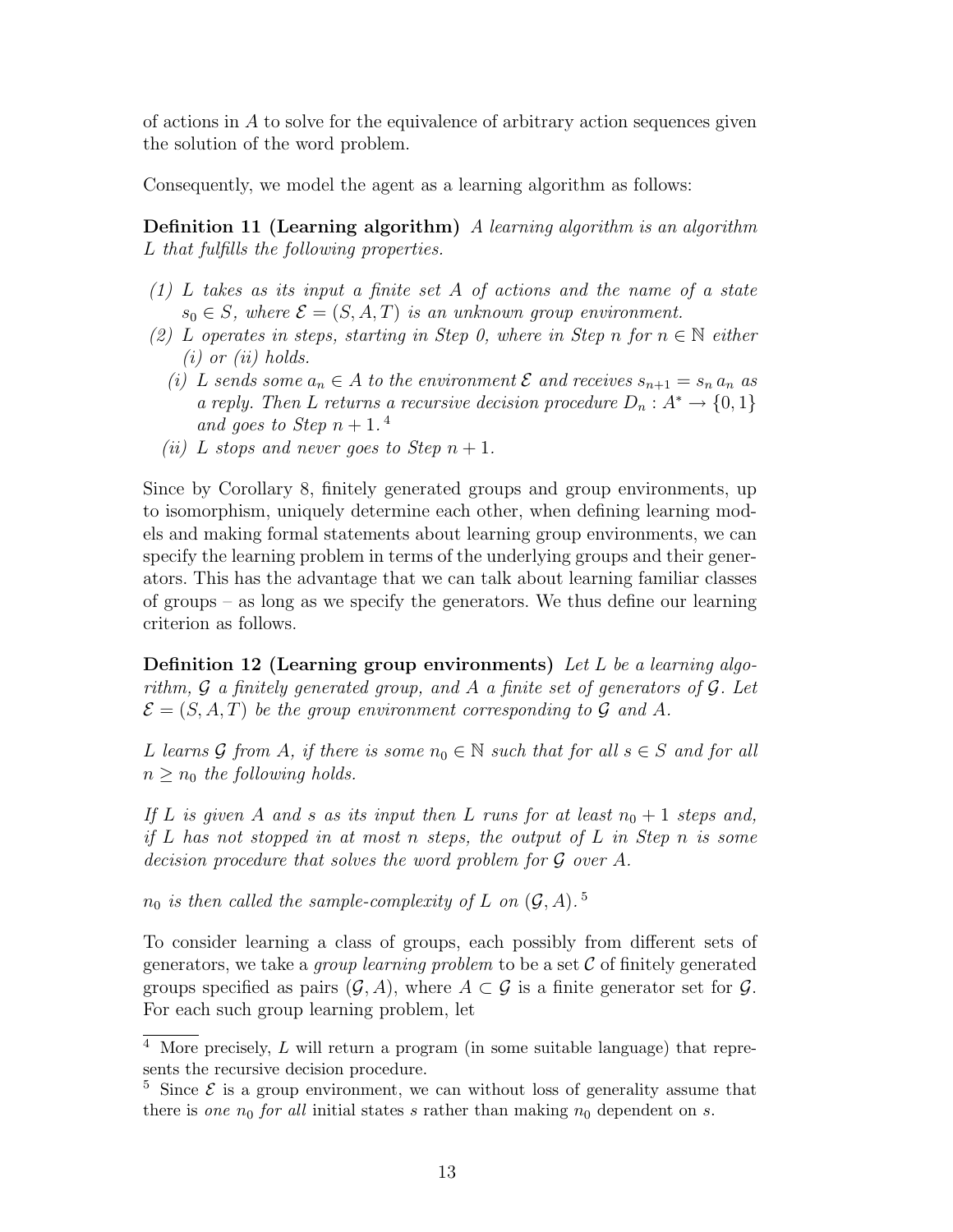of actions in $A$ to solve for the equivalence of arbitrary action sequences given the solution of the word problem.

Consequently, we model the agent as a learning algorithm as follows:

**Definition 11 (Learning algorithm)** *A learning algorithm is an algorithm $L$ that fulfills the following properties.*

*(1) $L$ takes as its input a finite set $A$ of actions and the name of a state $s_0 \in S$, where $\mathcal{E} = (S, A, T)$ is an unknown group environment.*
*(2) $L$ operates in steps, starting in Step 0, where in Step $n$ for $n \in \mathbb{N}$ either (i) or (ii) holds.*
  *(i) $L$ sends some $a_n \in A$ to the environment $\mathcal{E}$ and receives $s_{n+1} = s_n\, a_n$ as a reply. Then $L$ returns a recursive decision procedure $D_n : A^* \to \{0, 1\}$ and goes to Step $n + 1$.* [4]
  *(ii) $L$ stops and never goes to Step $n + 1$.*

Since by Corollary 8, finitely generated groups and group environments, up to isomorphism, uniquely determine each other, when defining learning models and making formal statements about learning group environments, we can specify the learning problem in terms of the underlying groups and their generators. This has the advantage that we can talk about learning familiar classes of groups – as long as we specify the generators. We thus define our learning criterion as follows.

**Definition 12 (Learning group environments)** *Let $L$ be a learning algorithm, $\mathcal{G}$ a finitely generated group, and $A$ a finite set of generators of $\mathcal{G}$. Let $\mathcal{E} = (S, A, T)$ be the group environment corresponding to $\mathcal{G}$ and $A$.*

*$L$ learns $\mathcal{G}$ from $A$, if there is some $n_0 \in \mathbb{N}$ such that for all $s \in S$ and for all $n \geq n_0$ the following holds.*

*If $L$ is given $A$ and $s$ as its input then $L$ runs for at least $n_0 + 1$ steps and, if $L$ has not stopped in at most $n$ steps, the output of $L$ in Step $n$ is some decision procedure that solves the word problem for $\mathcal{G}$ over $A$.*

*$n_0$ is then called the sample-complexity of $L$ on $(\mathcal{G}, A)$.* [5]

To consider learning a class of groups, each possibly from different sets of generators, we take a *group learning problem* to be a set $\mathcal{C}$ of finitely generated groups specified as pairs $(\mathcal{G}, A)$, where $A \subset \mathcal{G}$ is a finite generator set for $\mathcal{G}$. For each such group learning problem, let

---

[4] More precisely, $L$ will return a program (in some suitable language) that represents the recursive decision procedure.

[5] Since $\mathcal{E}$ is a group environment, we can without loss of generality assume that there is *one* $n_0$ *for all* initial states $s$ rather than making $n_0$ dependent on $s$.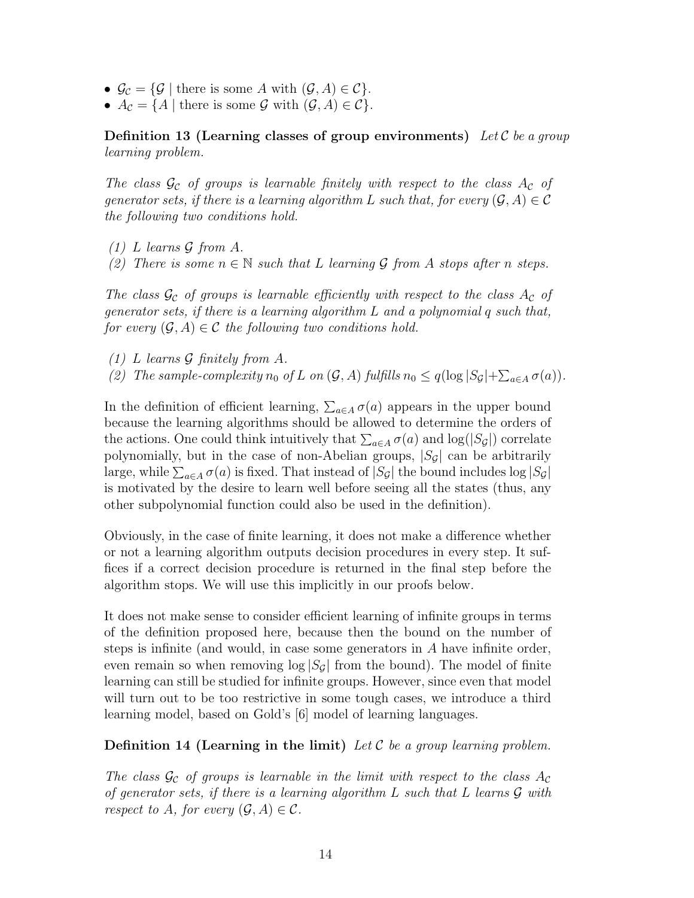- $\mathcal{G}_\mathcal{C} = \{\mathcal{G} \mid$ there is some $A$ with $(\mathcal{G}, A) \in \mathcal{C}\}$.
- $A_\mathcal{C} = \{A \mid$ there is some $\mathcal{G}$ with $(\mathcal{G}, A) \in \mathcal{C}\}$.

**Definition 13 (Learning classes of group environments)** *Let $\mathcal{C}$ be a group learning problem.*

*The class $\mathcal{G}_\mathcal{C}$ of groups is learnable finitely with respect to the class $A_\mathcal{C}$ of generator sets, if there is a learning algorithm $L$ such that, for every $(\mathcal{G}, A) \in \mathcal{C}$ the following two conditions hold.*

*(1) $L$ learns $\mathcal{G}$ from $A$.*
*(2) There is some $n \in \mathbb{N}$ such that $L$ learning $\mathcal{G}$ from $A$ stops after $n$ steps.*

*The class $\mathcal{G}_\mathcal{C}$ of groups is learnable efficiently with respect to the class $A_\mathcal{C}$ of generator sets, if there is a learning algorithm $L$ and a polynomial $q$ such that, for every $(\mathcal{G}, A) \in \mathcal{C}$ the following two conditions hold.*

*(1) $L$ learns $\mathcal{G}$ finitely from $A$.*
*(2) The sample-complexity $n_0$ of $L$ on $(\mathcal{G}, A)$ fulfills $n_0 \leq q(\log |S_\mathcal{G}| + \sum_{a \in A} \sigma(a))$.*

In the definition of efficient learning, $\sum_{a \in A} \sigma(a)$ appears in the upper bound because the learning algorithms should be allowed to determine the orders of the actions. One could think intuitively that $\sum_{a \in A} \sigma(a)$ and $\log(|S_\mathcal{G}|)$ correlate polynomially, but in the case of non-Abelian groups, $|S_\mathcal{G}|$ can be arbitrarily large, while $\sum_{a \in A} \sigma(a)$ is fixed. That instead of $|S_\mathcal{G}|$ the bound includes $\log |S_\mathcal{G}|$ is motivated by the desire to learn well before seeing all the states (thus, any other subpolynomial function could also be used in the definition).

Obviously, in the case of finite learning, it does not make a difference whether or not a learning algorithm outputs decision procedures in every step. It suffices if a correct decision procedure is returned in the final step before the algorithm stops. We will use this implicitly in our proofs below.

It does not make sense to consider efficient learning of infinite groups in terms of the definition proposed here, because then the bound on the number of steps is infinite (and would, in case some generators in $A$ have infinite order, even remain so when removing $\log |S_\mathcal{G}|$ from the bound). The model of finite learning can still be studied for infinite groups. However, since even that model will turn out to be too restrictive in some tough cases, we introduce a third learning model, based on Gold's [6] model of learning languages.

**Definition 14 (Learning in the limit)** *Let $\mathcal{C}$ be a group learning problem.*

*The class $\mathcal{G}_\mathcal{C}$ of groups is learnable in the limit with respect to the class $A_\mathcal{C}$ of generator sets, if there is a learning algorithm $L$ such that $L$ learns $\mathcal{G}$ with respect to $A$, for every $(\mathcal{G}, A) \in \mathcal{C}$.*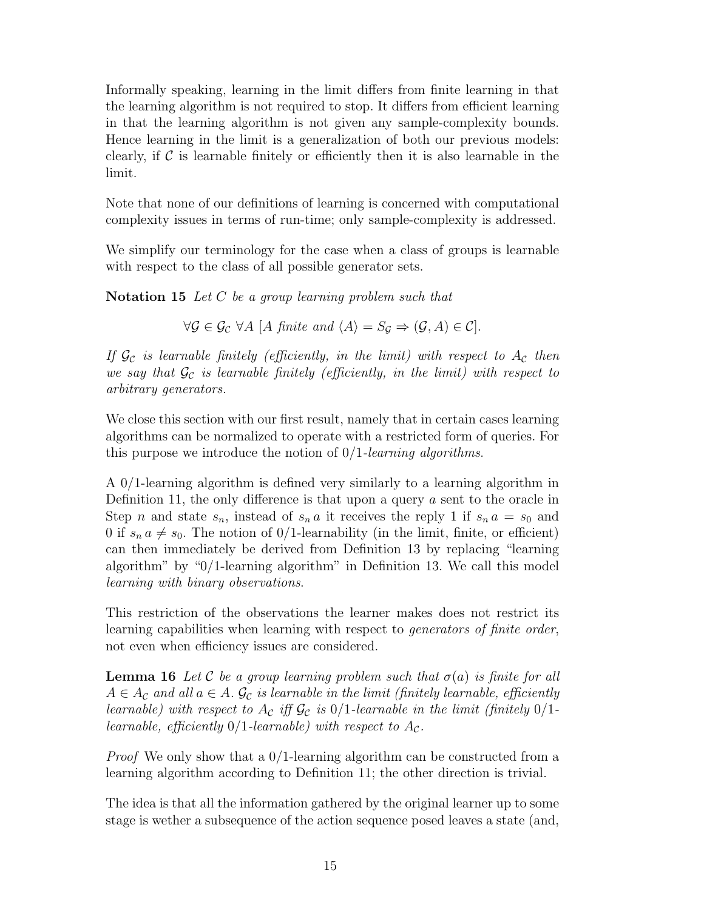Informally speaking, learning in the limit differs from finite learning in that the learning algorithm is not required to stop. It differs from efficient learning in that the learning algorithm is not given any sample-complexity bounds. Hence learning in the limit is a generalization of both our previous models: clearly, if $\mathcal{C}$ is learnable finitely or efficiently then it is also learnable in the limit.

Note that none of our definitions of learning is concerned with computational complexity issues in terms of run-time; only sample-complexity is addressed.

We simplify our terminology for the case when a class of groups is learnable with respect to the class of all possible generator sets.

**Notation 15** *Let $C$ be a group learning problem such that*

$$\forall \mathcal{G} \in \mathcal{G}_{\mathcal{C}}\ \forall A\ [A \text{ finite and } \langle A \rangle = S_{\mathcal{G}} \Rightarrow (\mathcal{G}, A) \in \mathcal{C}].$$

*If $\mathcal{G}_{\mathcal{C}}$ is learnable finitely (efficiently, in the limit) with respect to $A_{\mathcal{C}}$ then we say that $\mathcal{G}_{\mathcal{C}}$ is learnable finitely (efficiently, in the limit) with respect to arbitrary generators.*

We close this section with our first result, namely that in certain cases learning algorithms can be normalized to operate with a restricted form of queries. For this purpose we introduce the notion of $0/1$-*learning algorithms*.

A $0/1$-learning algorithm is defined very similarly to a learning algorithm in Definition 11, the only difference is that upon a query $a$ sent to the oracle in Step $n$ and state $s_n$, instead of $s_n\, a$ it receives the reply 1 if $s_n\, a = s_0$ and 0 if $s_n\, a \neq s_0$. The notion of $0/1$-learnability (in the limit, finite, or efficient) can then immediately be derived from Definition 13 by replacing "learning algorithm" by "$0/1$-learning algorithm" in Definition 13. We call this model *learning with binary observations*.

This restriction of the observations the learner makes does not restrict its learning capabilities when learning with respect to *generators of finite order*, not even when efficiency issues are considered.

**Lemma 16** *Let $\mathcal{C}$ be a group learning problem such that $\sigma(a)$ is finite for all $A \in A_{\mathcal{C}}$ and all $a \in A$. $\mathcal{G}_{\mathcal{C}}$ is learnable in the limit (finitely learnable, efficiently learnable) with respect to $A_{\mathcal{C}}$ iff $\mathcal{G}_{\mathcal{C}}$ is $0/1$-learnable in the limit (finitely $0/1$-learnable, efficiently $0/1$-learnable) with respect to $A_{\mathcal{C}}$.*

*Proof* We only show that a $0/1$-learning algorithm can be constructed from a learning algorithm according to Definition 11; the other direction is trivial.

The idea is that all the information gathered by the original learner up to some stage is wether a subsequence of the action sequence posed leaves a state (and,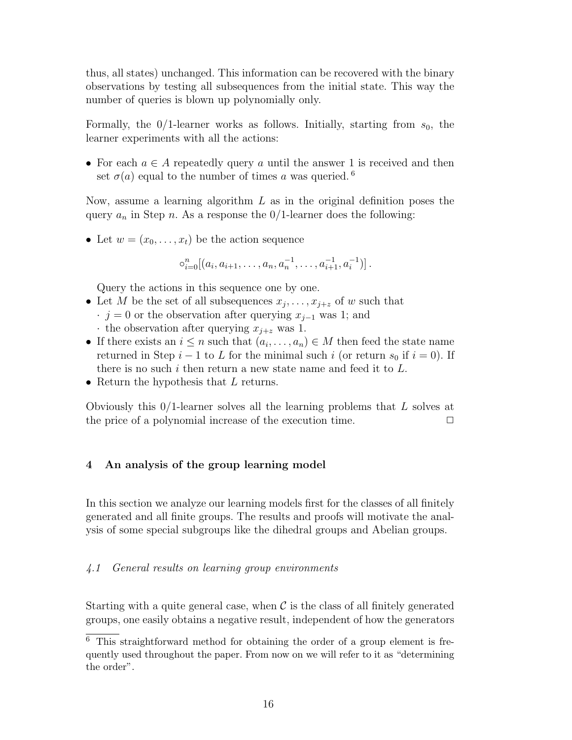thus, all states) unchanged. This information can be recovered with the binary observations by testing all subsequences from the initial state. This way the number of queries is blown up polynomially only.

Formally, the 0/1-learner works as follows. Initially, starting from $s_0$, the learner experiments with all the actions:

- For each $a \in A$ repeatedly query $a$ until the answer 1 is received and then set $\sigma(a)$ equal to the number of times $a$ was queried. [6]

Now, assume a learning algorithm $L$ as in the original definition poses the query $a_n$ in Step $n$. As a response the 0/1-learner does the following:

- Let $w = (x_0, \ldots, x_t)$ be the action sequence

$$\circ_{i=0}^{n}[(a_i, a_{i+1}, \ldots, a_n, a_n^{-1}, \ldots, a_{i+1}^{-1}, a_i^{-1})] .$$

  Query the actions in this sequence one by one.
- Let $M$ be the set of all subsequences $x_j, \ldots, x_{j+z}$ of $w$ such that
  - $j = 0$ or the observation after querying $x_{j-1}$ was 1; and
  - the observation after querying $x_{j+z}$ was 1.
- If there exists an $i \leq n$ such that $(a_i, \ldots, a_n) \in M$ then feed the state name returned in Step $i-1$ to $L$ for the minimal such $i$ (or return $s_0$ if $i = 0$). If there is no such $i$ then return a new state name and feed it to $L$.
- Return the hypothesis that $L$ returns.

Obviously this 0/1-learner solves all the learning problems that $L$ solves at the price of a polynomial increase of the execution time. □

## 4 An analysis of the group learning model

In this section we analyze our learning models first for the classes of all finitely generated and all finite groups. The results and proofs will motivate the analysis of some special subgroups like the dihedral groups and Abelian groups.

### *4.1 General results on learning group environments*

Starting with a quite general case, when $\mathcal{C}$ is the class of all finitely generated groups, one easily obtains a negative result, independent of how the generators

[6] This straightforward method for obtaining the order of a group element is frequently used throughout the paper. From now on we will refer to it as "determining the order".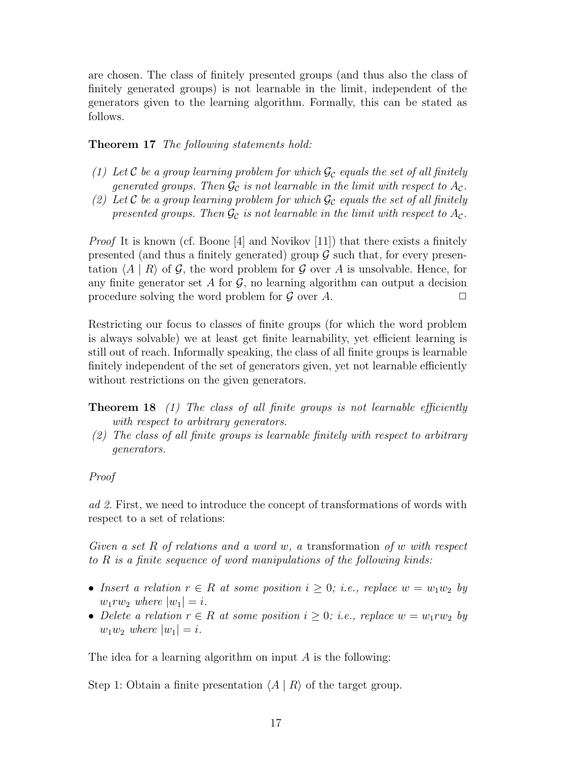are chosen. The class of finitely presented groups (and thus also the class of finitely generated groups) is not learnable in the limit, independent of the generators given to the learning algorithm. Formally, this can be stated as follows.

**Theorem 17** *The following statements hold:*

*(1) Let $\mathcal{C}$ be a group learning problem for which $\mathcal{G}_\mathcal{C}$ equals the set of all finitely generated groups. Then $\mathcal{G}_\mathcal{C}$ is not learnable in the limit with respect to $A_\mathcal{C}$.*
*(2) Let $\mathcal{C}$ be a group learning problem for which $\mathcal{G}_\mathcal{C}$ equals the set of all finitely presented groups. Then $\mathcal{G}_\mathcal{C}$ is not learnable in the limit with respect to $A_\mathcal{C}$.*

*Proof* It is known (cf. Boone [4] and Novikov [11]) that there exists a finitely presented (and thus a finitely generated) group $\mathcal{G}$ such that, for every presentation $\langle A \mid R \rangle$ of $\mathcal{G}$, the word problem for $\mathcal{G}$ over $A$ is unsolvable. Hence, for any finite generator set $A$ for $\mathcal{G}$, no learning algorithm can output a decision procedure solving the word problem for $\mathcal{G}$ over $A$. □

Restricting our focus to classes of finite groups (for which the word problem is always solvable) we at least get finite learnability, yet efficient learning is still out of reach. Informally speaking, the class of all finite groups is learnable finitely independent of the set of generators given, yet not learnable efficiently without restrictions on the given generators.

**Theorem 18** *(1) The class of all finite groups is not learnable efficiently with respect to arbitrary generators.*
*(2) The class of all finite groups is learnable finitely with respect to arbitrary generators.*

*Proof*

*ad 2.* First, we need to introduce the concept of transformations of words with respect to a set of relations:

*Given a set $R$ of relations and a word $w$, a* transformation *of $w$ with respect to $R$ is a finite sequence of word manipulations of the following kinds:*

- *Insert a relation $r \in R$ at some position $i \geq 0$; i.e., replace $w = w_1w_2$ by $w_1rw_2$ where $|w_1| = i$.*
- *Delete a relation $r \in R$ at some position $i \geq 0$; i.e., replace $w = w_1rw_2$ by $w_1w_2$ where $|w_1| = i$.*

The idea for a learning algorithm on input $A$ is the following:

Step 1: Obtain a finite presentation $\langle A \mid R \rangle$ of the target group.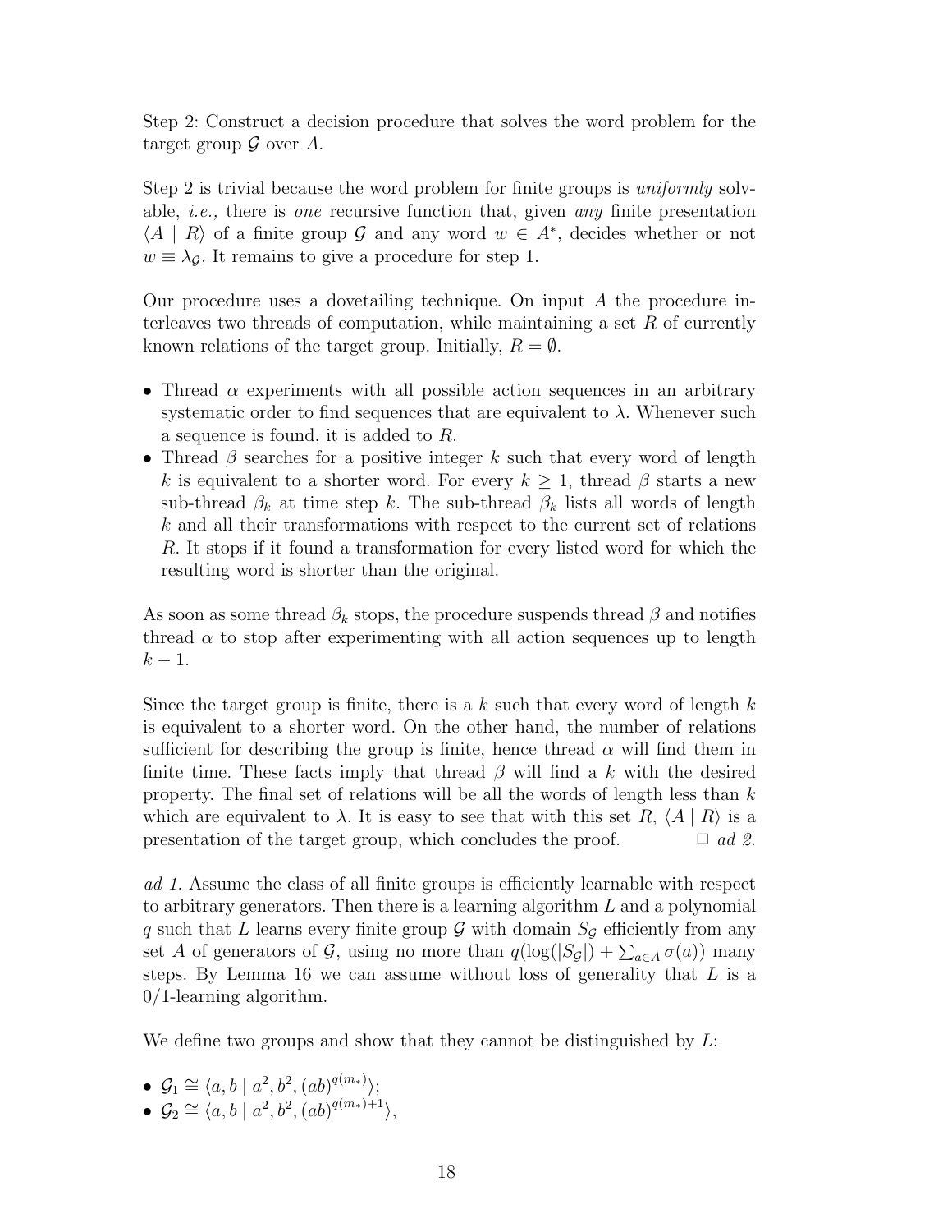Step 2: Construct a decision procedure that solves the word problem for the target group $\mathcal{G}$ over $A$.

Step 2 is trivial because the word problem for finite groups is *uniformly* solvable, *i.e.,* there is *one* recursive function that, given *any* finite presentation $\langle A \mid R \rangle$ of a finite group $\mathcal{G}$ and any word $w \in A^*$, decides whether or not $w \equiv \lambda_{\mathcal{G}}$. It remains to give a procedure for step 1.

Our procedure uses a dovetailing technique. On input $A$ the procedure interleaves two threads of computation, while maintaining a set $R$ of currently known relations of the target group. Initially, $R = \emptyset$.

- Thread $\alpha$ experiments with all possible action sequences in an arbitrary systematic order to find sequences that are equivalent to $\lambda$. Whenever such a sequence is found, it is added to $R$.
- Thread $\beta$ searches for a positive integer $k$ such that every word of length $k$ is equivalent to a shorter word. For every $k \geq 1$, thread $\beta$ starts a new sub-thread $\beta_k$ at time step $k$. The sub-thread $\beta_k$ lists all words of length $k$ and all their transformations with respect to the current set of relations $R$. It stops if it found a transformation for every listed word for which the resulting word is shorter than the original.

As soon as some thread $\beta_k$ stops, the procedure suspends thread $\beta$ and notifies thread $\alpha$ to stop after experimenting with all action sequences up to length $k-1$.

Since the target group is finite, there is a $k$ such that every word of length $k$ is equivalent to a shorter word. On the other hand, the number of relations sufficient for describing the group is finite, hence thread $\alpha$ will find them in finite time. These facts imply that thread $\beta$ will find a $k$ with the desired property. The final set of relations will be all the words of length less than $k$ which are equivalent to $\lambda$. It is easy to see that with this set $R$, $\langle A \mid R \rangle$ is a presentation of the target group, which concludes the proof. $\square$ *ad 2.*

*ad 1.* Assume the class of all finite groups is efficiently learnable with respect to arbitrary generators. Then there is a learning algorithm $L$ and a polynomial $q$ such that $L$ learns every finite group $\mathcal{G}$ with domain $S_{\mathcal{G}}$ efficiently from any set $A$ of generators of $\mathcal{G}$, using no more than $q(\log(|S_{\mathcal{G}}|) + \sum_{a \in A} \sigma(a))$ many steps. By Lemma 16 we can assume without loss of generality that $L$ is a 0/1-learning algorithm.

We define two groups and show that they cannot be distinguished by $L$:

- $\mathcal{G}_1 \cong \langle a, b \mid a^2, b^2, (ab)^{q(m_*)} \rangle$;
- $\mathcal{G}_2 \cong \langle a, b \mid a^2, b^2, (ab)^{q(m_*)+1} \rangle$,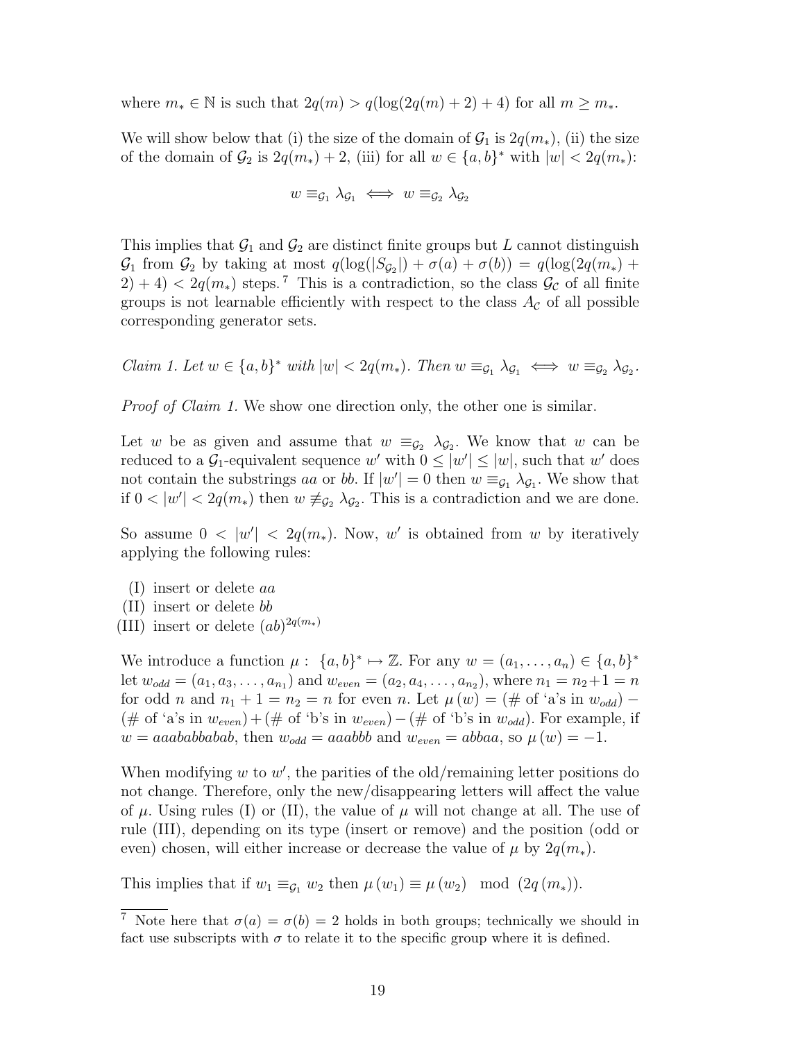where $m_* \in \mathbb{N}$ is such that $2q(m) > q(\log(2q(m)+2)+4)$ for all $m \geq m_*$.

We will show below that (i) the size of the domain of $\mathcal{G}_1$ is $2q(m_*)$, (ii) the size of the domain of $\mathcal{G}_2$ is $2q(m_*)+2$, (iii) for all $w \in \{a,b\}^*$ with $|w| < 2q(m_*)$:

$$w \equiv_{\mathcal{G}_1} \lambda_{\mathcal{G}_1} \iff w \equiv_{\mathcal{G}_2} \lambda_{\mathcal{G}_2}$$

This implies that $\mathcal{G}_1$ and $\mathcal{G}_2$ are distinct finite groups but $L$ cannot distinguish $\mathcal{G}_1$ from $\mathcal{G}_2$ by taking at most $q(\log(|S_{\mathcal{G}_2}|) + \sigma(a) + \sigma(b)) = q(\log(2q(m_*) + 2) + 4) < 2q(m_*)$ steps.[7] This is a contradiction, so the class $\mathcal{G}_\mathcal{C}$ of all finite groups is not learnable efficiently with respect to the class $A_\mathcal{C}$ of all possible corresponding generator sets.

*Claim 1. Let $w \in \{a,b\}^*$ with $|w| < 2q(m_*)$. Then $w \equiv_{\mathcal{G}_1} \lambda_{\mathcal{G}_1} \iff w \equiv_{\mathcal{G}_2} \lambda_{\mathcal{G}_2}$.*

*Proof of Claim 1.* We show one direction only, the other one is similar.

Let $w$ be as given and assume that $w \equiv_{\mathcal{G}_2} \lambda_{\mathcal{G}_2}$. We know that $w$ can be reduced to a $\mathcal{G}_1$-equivalent sequence $w'$ with $0 \leq |w'| \leq |w|$, such that $w'$ does not contain the substrings $aa$ or $bb$. If $|w'| = 0$ then $w \equiv_{\mathcal{G}_1} \lambda_{\mathcal{G}_1}$. We show that if $0 < |w'| < 2q(m_*)$ then $w \not\equiv_{\mathcal{G}_2} \lambda_{\mathcal{G}_2}$. This is a contradiction and we are done.

So assume $0 < |w'| < 2q(m_*)$. Now, $w'$ is obtained from $w$ by iteratively applying the following rules:

(I) insert or delete $aa$
(II) insert or delete $bb$
(III) insert or delete $(ab)^{2q(m_*)}$

We introduce a function $\mu : \{a,b\}^* \mapsto \mathbb{Z}$. For any $w = (a_1, \ldots, a_n) \in \{a,b\}^*$ let $w_{odd} = (a_1, a_3, \ldots, a_{n_1})$ and $w_{even} = (a_2, a_4, \ldots, a_{n_2})$, where $n_1 = n_2 + 1 = n$ for odd $n$ and $n_1 + 1 = n_2 = n$ for even $n$. Let $\mu(w) = (\#$ of 'a's in $w_{odd}) - (\#$ of 'a's in $w_{even}) + (\#$ of 'b's in $w_{even}) - (\#$ of 'b's in $w_{odd})$. For example, if $w = aaababbabab$, then $w_{odd} = aaabbb$ and $w_{even} = abbaa$, so $\mu(w) = -1$.

When modifying $w$ to $w'$, the parities of the old/remaining letter positions do not change. Therefore, only the new/disappearing letters will affect the value of $\mu$. Using rules (I) or (II), the value of $\mu$ will not change at all. The use of rule (III), depending on its type (insert or remove) and the position (odd or even) chosen, will either increase or decrease the value of $\mu$ by $2q(m_*)$.

This implies that if $w_1 \equiv_{\mathcal{G}_1} w_2$ then $\mu(w_1) \equiv \mu(w_2) \mod (2q(m_*))$.

[7] Note here that $\sigma(a) = \sigma(b) = 2$ holds in both groups; technically we should in fact use subscripts with $\sigma$ to relate it to the specific group where it is defined.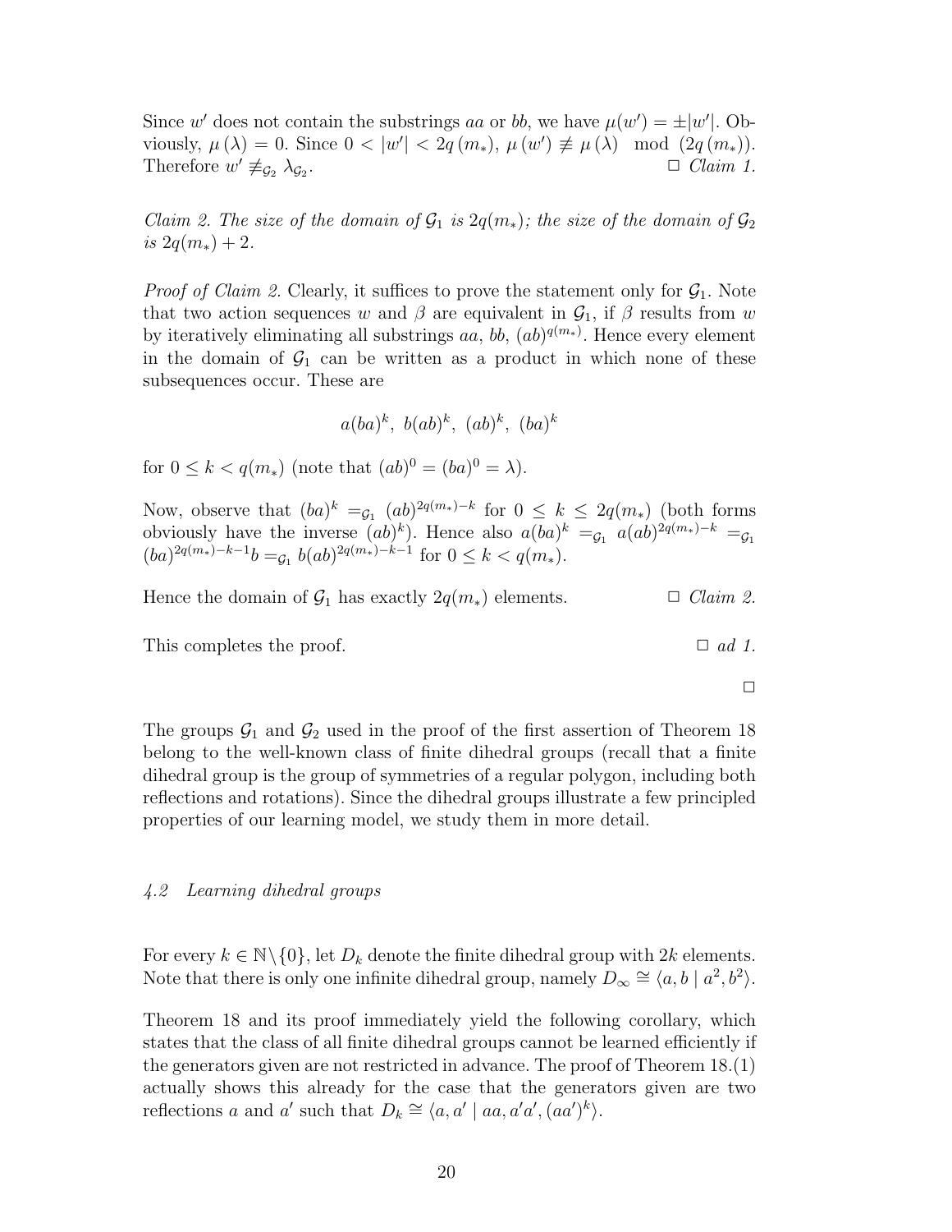Since $w'$ does not contain the substrings $aa$ or $bb$, we have $\mu(w') = \pm|w'|$. Obviously, $\mu(\lambda) = 0$. Since $0 < |w'| < 2q(m_*)$, $\mu(w') \not\equiv \mu(\lambda) \mod (2q(m_*))$. Therefore $w' \not\equiv_{\mathcal{G}_2} \lambda_{\mathcal{G}_2}$. □ *Claim 1.*

*Claim 2. The size of the domain of $\mathcal{G}_1$ is $2q(m_*)$; the size of the domain of $\mathcal{G}_2$ is $2q(m_*) + 2$.*

*Proof of Claim 2.* Clearly, it suffices to prove the statement only for $\mathcal{G}_1$. Note that two action sequences $w$ and $\beta$ are equivalent in $\mathcal{G}_1$, if $\beta$ results from $w$ by iteratively eliminating all substrings $aa$, $bb$, $(ab)^{q(m_*)}$. Hence every element in the domain of $\mathcal{G}_1$ can be written as a product in which none of these subsequences occur. These are

$$a(ba)^k,\ b(ab)^k,\ (ab)^k,\ (ba)^k$$

for $0 \leq k < q(m_*)$ (note that $(ab)^0 = (ba)^0 = \lambda$).

Now, observe that $(ba)^k =_{\mathcal{G}_1} (ab)^{2q(m_*)-k}$ for $0 \leq k \leq 2q(m_*)$ (both forms obviously have the inverse $(ab)^k$). Hence also $a(ba)^k =_{\mathcal{G}_1} a(ab)^{2q(m_*)-k} =_{\mathcal{G}_1} (ba)^{2q(m_*)-k-1}b =_{\mathcal{G}_1} b(ab)^{2q(m_*)-k-1}$ for $0 \leq k < q(m_*)$.

Hence the domain of $\mathcal{G}_1$ has exactly $2q(m_*)$ elements. □ *Claim 2.*

This completes the proof. □ *ad 1.*

□

The groups $\mathcal{G}_1$ and $\mathcal{G}_2$ used in the proof of the first assertion of Theorem 18 belong to the well-known class of finite dihedral groups (recall that a finite dihedral group is the group of symmetries of a regular polygon, including both reflections and rotations). Since the dihedral groups illustrate a few principled properties of our learning model, we study them in more detail.

### *4.2 Learning dihedral groups*

For every $k \in \mathbb{N}\backslash\{0\}$, let $D_k$ denote the finite dihedral group with $2k$ elements. Note that there is only one infinite dihedral group, namely $D_\infty \cong \langle a, b \mid a^2, b^2 \rangle$.

Theorem 18 and its proof immediately yield the following corollary, which states that the class of all finite dihedral groups cannot be learned efficiently if the generators given are not restricted in advance. The proof of Theorem 18.(1) actually shows this already for the case that the generators given are two reflections $a$ and $a'$ such that $D_k \cong \langle a, a' \mid aa, a'a', (aa')^k \rangle$.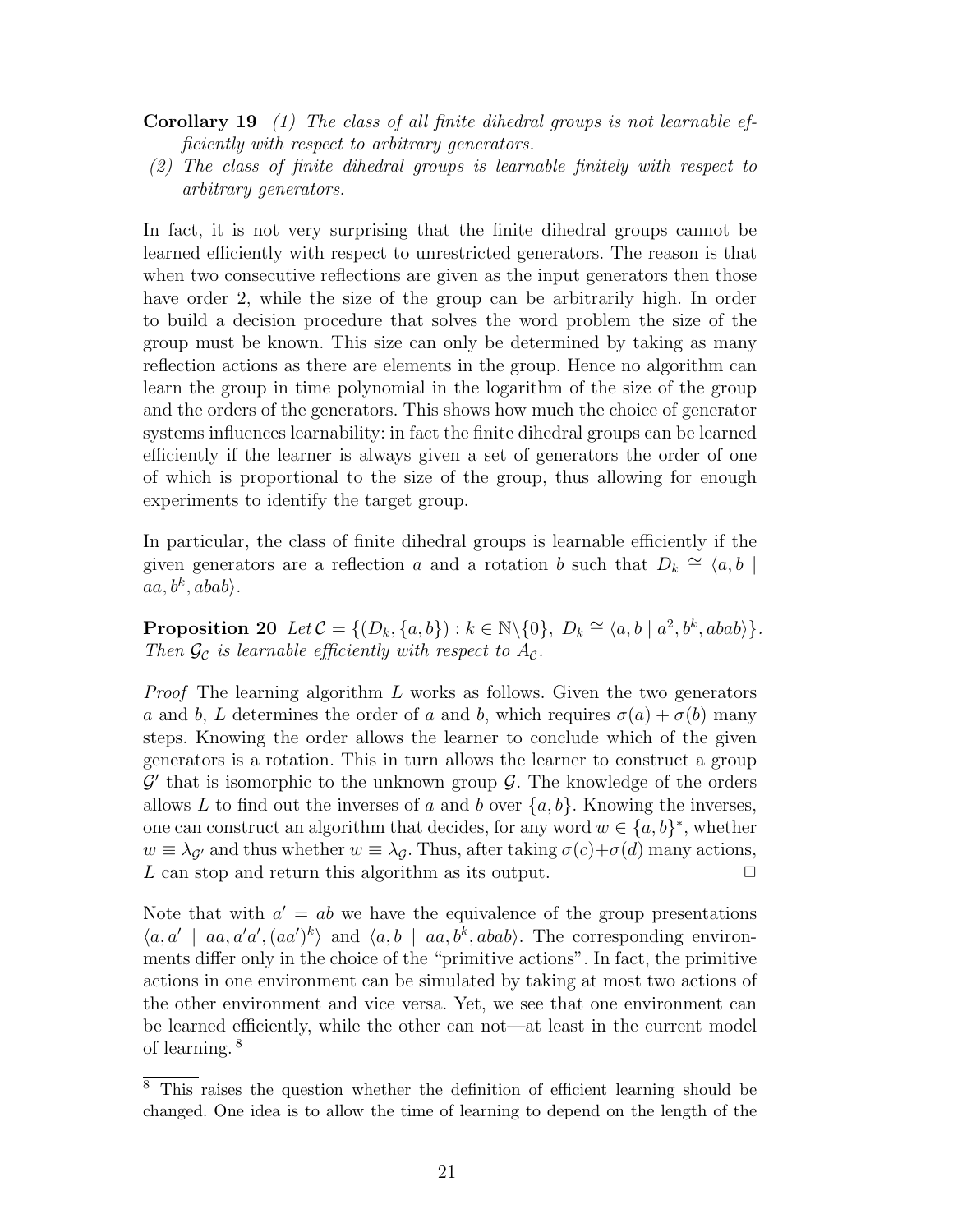**Corollary 19** *(1) The class of all finite dihedral groups is not learnable efficiently with respect to arbitrary generators.*

*(2) The class of finite dihedral groups is learnable finitely with respect to arbitrary generators.*

In fact, it is not very surprising that the finite dihedral groups cannot be learned efficiently with respect to unrestricted generators. The reason is that when two consecutive reflections are given as the input generators then those have order 2, while the size of the group can be arbitrarily high. In order to build a decision procedure that solves the word problem the size of the group must be known. This size can only be determined by taking as many reflection actions as there are elements in the group. Hence no algorithm can learn the group in time polynomial in the logarithm of the size of the group and the orders of the generators. This shows how much the choice of generator systems influences learnability: in fact the finite dihedral groups can be learned efficiently if the learner is always given a set of generators the order of one of which is proportional to the size of the group, thus allowing for enough experiments to identify the target group.

In particular, the class of finite dihedral groups is learnable efficiently if the given generators are a reflection $a$ and a rotation $b$ such that $D_k \cong \langle a, b \mid aa, b^k, abab\rangle$.

**Proposition 20** *Let* $\mathcal{C} = \{(D_k, \{a, b\}) : k \in \mathbb{N}\backslash\{0\},\ D_k \cong \langle a, b \mid a^2, b^k, abab\rangle\}$. *Then* $\mathcal{G}_\mathcal{C}$ *is learnable efficiently with respect to* $A_\mathcal{C}$.

*Proof* The learning algorithm $L$ works as follows. Given the two generators $a$ and $b$, $L$ determines the order of $a$ and $b$, which requires $\sigma(a) + \sigma(b)$ many steps. Knowing the order allows the learner to conclude which of the given generators is a rotation. This in turn allows the learner to construct a group $\mathcal{G}'$ that is isomorphic to the unknown group $\mathcal{G}$. The knowledge of the orders allows $L$ to find out the inverses of $a$ and $b$ over $\{a, b\}$. Knowing the inverses, one can construct an algorithm that decides, for any word $w \in \{a, b\}^*$, whether $w \equiv \lambda_{\mathcal{G}'}$ and thus whether $w \equiv \lambda_\mathcal{G}$. Thus, after taking $\sigma(c)+\sigma(d)$ many actions, $L$ can stop and return this algorithm as its output. $\Box$

Note that with $a' = ab$ we have the equivalence of the group presentations $\langle a, a' \mid aa, a'a', (aa')^k\rangle$ and $\langle a, b \mid aa, b^k, abab\rangle$. The corresponding environments differ only in the choice of the "primitive actions". In fact, the primitive actions in one environment can be simulated by taking at most two actions of the other environment and vice versa. Yet, we see that one environment can be learned efficiently, while the other can not—at least in the current model of learning. [8]

[8] This raises the question whether the definition of efficient learning should be changed. One idea is to allow the time of learning to depend on the length of the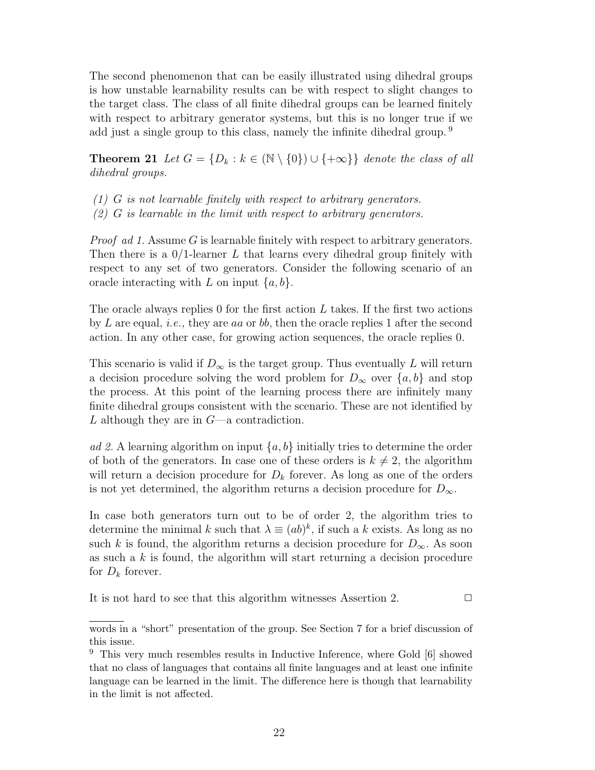The second phenomenon that can be easily illustrated using dihedral groups is how unstable learnability results can be with respect to slight changes to the target class. The class of all finite dihedral groups can be learned finitely with respect to arbitrary generator systems, but this is no longer true if we add just a single group to this class, namely the infinite dihedral group. [9]

**Theorem 21** *Let $G = \{D_k : k \in (\mathbb{N} \setminus \{0\}) \cup \{+\infty\}\}$ denote the class of all dihedral groups.*

*(1) $G$ is not learnable finitely with respect to arbitrary generators.*
*(2) $G$ is learnable in the limit with respect to arbitrary generators.*

*Proof ad 1.* Assume $G$ is learnable finitely with respect to arbitrary generators. Then there is a 0/1-learner $L$ that learns every dihedral group finitely with respect to any set of two generators. Consider the following scenario of an oracle interacting with $L$ on input $\{a, b\}$.

The oracle always replies 0 for the first action $L$ takes. If the first two actions by $L$ are equal, *i.e.,* they are $aa$ or $bb$, then the oracle replies 1 after the second action. In any other case, for growing action sequences, the oracle replies 0.

This scenario is valid if $D_\infty$ is the target group. Thus eventually $L$ will return a decision procedure solving the word problem for $D_\infty$ over $\{a, b\}$ and stop the process. At this point of the learning process there are infinitely many finite dihedral groups consistent with the scenario. These are not identified by $L$ although they are in $G$—a contradiction.

*ad 2.* A learning algorithm on input $\{a, b\}$ initially tries to determine the order of both of the generators. In case one of these orders is $k \neq 2$, the algorithm will return a decision procedure for $D_k$ forever. As long as one of the orders is not yet determined, the algorithm returns a decision procedure for $D_\infty$.

In case both generators turn out to be of order 2, the algorithm tries to determine the minimal $k$ such that $\lambda \equiv (ab)^k$, if such a $k$ exists. As long as no such $k$ is found, the algorithm returns a decision procedure for $D_\infty$. As soon as such a $k$ is found, the algorithm will start returning a decision procedure for $D_k$ forever.

It is not hard to see that this algorithm witnesses Assertion 2. □

---

words in a "short" presentation of the group. See Section 7 for a brief discussion of this issue.

[9] This very much resembles results in Inductive Inference, where Gold [6] showed that no class of languages that contains all finite languages and at least one infinite language can be learned in the limit. The difference here is though that learnability in the limit is not affected.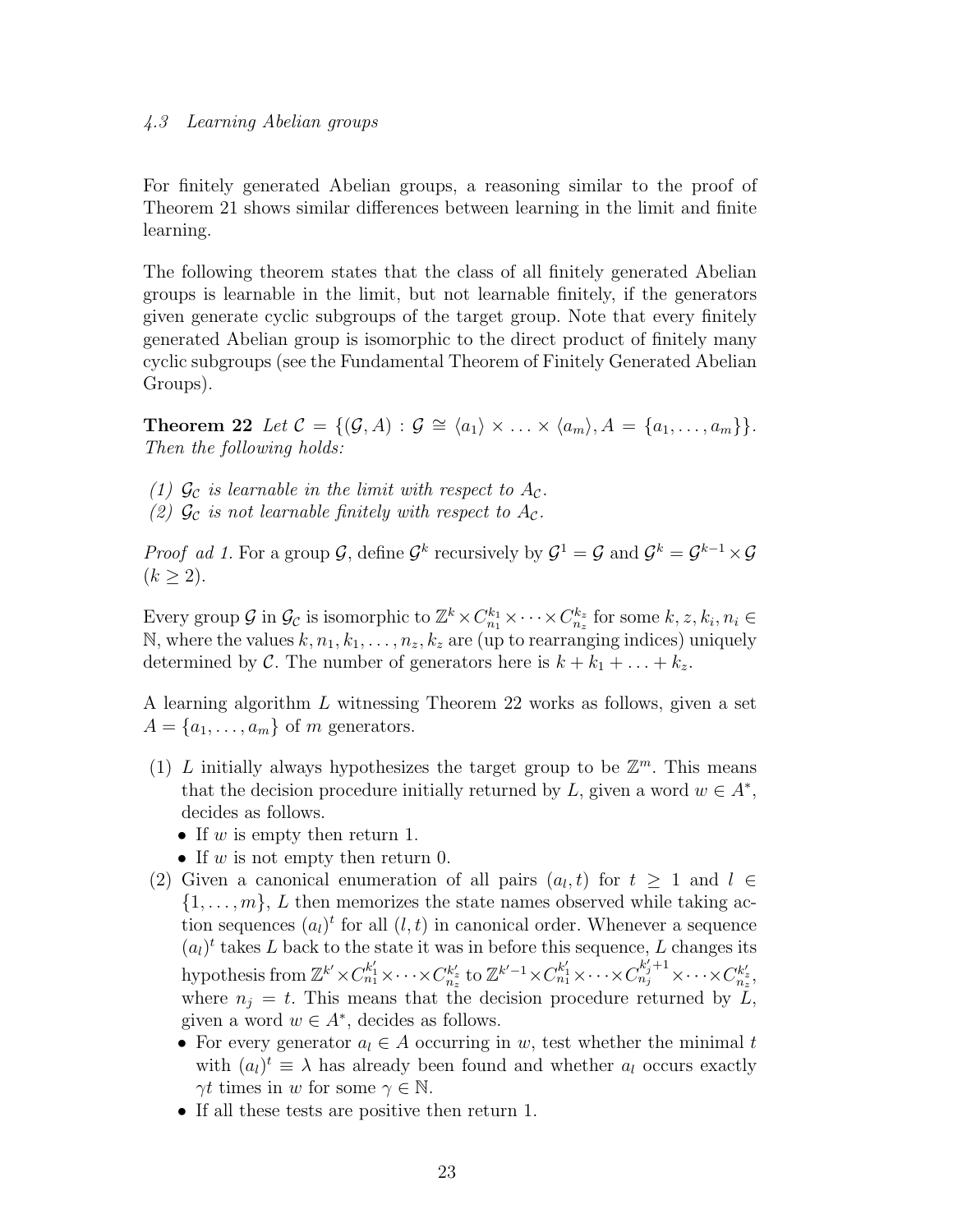### 4.3 Learning Abelian groups

For finitely generated Abelian groups, a reasoning similar to the proof of Theorem 21 shows similar differences between learning in the limit and finite learning.

The following theorem states that the class of all finitely generated Abelian groups is learnable in the limit, but not learnable finitely, if the generators given generate cyclic subgroups of the target group. Note that every finitely generated Abelian group is isomorphic to the direct product of finitely many cyclic subgroups (see the Fundamental Theorem of Finitely Generated Abelian Groups).

**Theorem 22** *Let $\mathcal{C} = \{(\mathcal{G}, A) : \mathcal{G} \cong \langle a_1 \rangle \times \ldots \times \langle a_m \rangle, A = \{a_1, \ldots, a_m\}\}$. Then the following holds:*

*(1) $\mathcal{G}_\mathcal{C}$ is learnable in the limit with respect to $A_\mathcal{C}$.*
*(2) $\mathcal{G}_\mathcal{C}$ is not learnable finitely with respect to $A_\mathcal{C}$.*

*Proof ad 1.* For a group $\mathcal{G}$, define $\mathcal{G}^k$ recursively by $\mathcal{G}^1 = \mathcal{G}$ and $\mathcal{G}^k = \mathcal{G}^{k-1} \times \mathcal{G}$ $(k \geq 2)$.

Every group $\mathcal{G}$ in $\mathcal{G}_\mathcal{C}$ is isomorphic to $\mathbb{Z}^k \times C_{n_1}^{k_1} \times \cdots \times C_{n_z}^{k_z}$ for some $k, z, k_i, n_i \in \mathbb{N}$, where the values $k, n_1, k_1, \ldots, n_z, k_z$ are (up to rearranging indices) uniquely determined by $\mathcal{C}$. The number of generators here is $k + k_1 + \ldots + k_z$.

A learning algorithm $L$ witnessing Theorem 22 works as follows, given a set $A = \{a_1, \ldots, a_m\}$ of $m$ generators.

(1) $L$ initially always hypothesizes the target group to be $\mathbb{Z}^m$. This means that the decision procedure initially returned by $L$, given a word $w \in A^*$, decides as follows.
  - If $w$ is empty then return 1.
  - If $w$ is not empty then return 0.

(2) Given a canonical enumeration of all pairs $(a_l, t)$ for $t \geq 1$ and $l \in \{1, \ldots, m\}$, $L$ then memorizes the state names observed while taking action sequences $(a_l)^t$ for all $(l, t)$ in canonical order. Whenever a sequence $(a_l)^t$ takes $L$ back to the state it was in before this sequence, $L$ changes its hypothesis from $\mathbb{Z}^{k'} \times C_{n_1}^{k'_1} \times \cdots \times C_{n_z}^{k'_z}$ to $\mathbb{Z}^{k'-1} \times C_{n_1}^{k'_1} \times \cdots \times C_{n_j}^{k'_j+1} \times \cdots \times C_{n_z}^{k'_z}$, where $n_j = t$. This means that the decision procedure returned by $L$, given a word $w \in A^*$, decides as follows.
  - For every generator $a_l \in A$ occurring in $w$, test whether the minimal $t$ with $(a_l)^t \equiv \lambda$ has already been found and whether $a_l$ occurs exactly $\gamma t$ times in $w$ for some $\gamma \in \mathbb{N}$.
  - If all these tests are positive then return 1.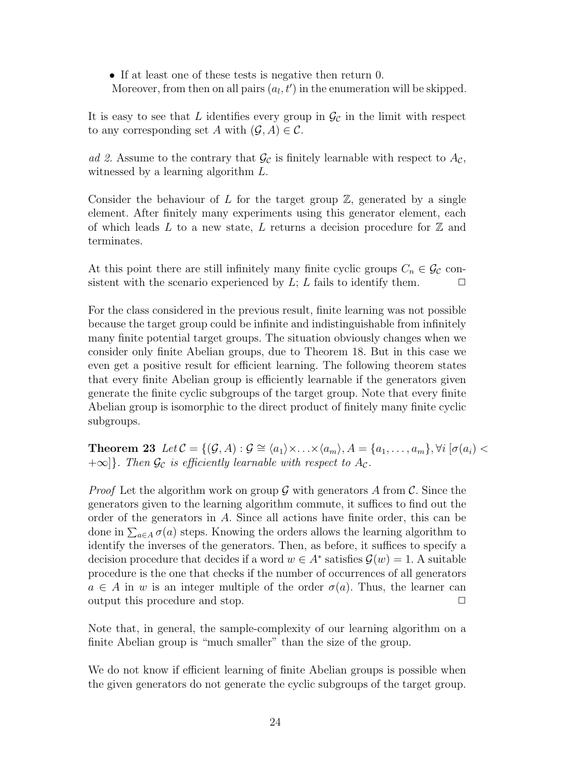- If at least one of these tests is negative then return 0.
  Moreover, from then on all pairs $(a_l, t')$ in the enumeration will be skipped.

It is easy to see that $L$ identifies every group in $\mathcal{G}_\mathcal{C}$ in the limit with respect to any corresponding set $A$ with $(\mathcal{G}, A) \in \mathcal{C}$.

*ad 2.* Assume to the contrary that $\mathcal{G}_\mathcal{C}$ is finitely learnable with respect to $A_\mathcal{C}$, witnessed by a learning algorithm $L$.

Consider the behaviour of $L$ for the target group $\mathbb{Z}$, generated by a single element. After finitely many experiments using this generator element, each of which leads $L$ to a new state, $L$ returns a decision procedure for $\mathbb{Z}$ and terminates.

At this point there are still infinitely many finite cyclic groups $C_n \in \mathcal{G}_\mathcal{C}$ consistent with the scenario experienced by $L$; $L$ fails to identify them. $\square$

For the class considered in the previous result, finite learning was not possible because the target group could be infinite and indistinguishable from infinitely many finite potential target groups. The situation obviously changes when we consider only finite Abelian groups, due to Theorem 18. But in this case we even get a positive result for efficient learning. The following theorem states that every finite Abelian group is efficiently learnable if the generators given generate the finite cyclic subgroups of the target group. Note that every finite Abelian group is isomorphic to the direct product of finitely many finite cyclic subgroups.

**Theorem 23** *Let* $\mathcal{C} = \{(\mathcal{G}, A) : \mathcal{G} \cong \langle a_1 \rangle \times \ldots \times \langle a_m \rangle, A = \{a_1, \ldots, a_m\}, \forall i\, [\sigma(a_i) < +\infty]\}$. *Then* $\mathcal{G}_\mathcal{C}$ *is efficiently learnable with respect to* $A_\mathcal{C}$.

*Proof* Let the algorithm work on group $\mathcal{G}$ with generators $A$ from $\mathcal{C}$. Since the generators given to the learning algorithm commute, it suffices to find out the order of the generators in $A$. Since all actions have finite order, this can be done in $\sum_{a \in A} \sigma(a)$ steps. Knowing the orders allows the learning algorithm to identify the inverses of the generators. Then, as before, it suffices to specify a decision procedure that decides if a word $w \in A^*$ satisfies $\mathcal{G}(w) = 1$. A suitable procedure is the one that checks if the number of occurrences of all generators $a \in A$ in $w$ is an integer multiple of the order $\sigma(a)$. Thus, the learner can output this procedure and stop. $\square$

Note that, in general, the sample-complexity of our learning algorithm on a finite Abelian group is "much smaller" than the size of the group.

We do not know if efficient learning of finite Abelian groups is possible when the given generators do not generate the cyclic subgroups of the target group.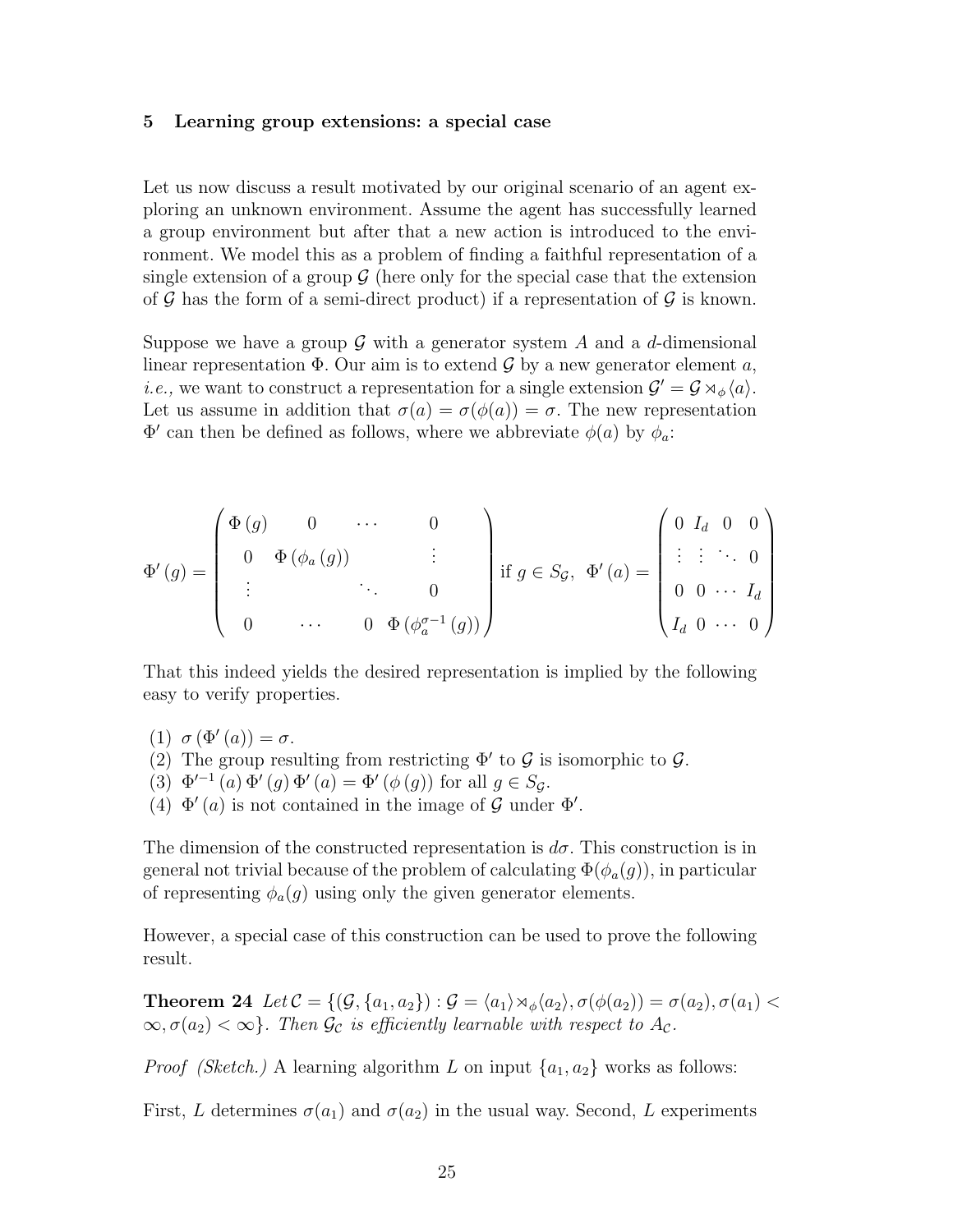## 5 Learning group extensions: a special case

Let us now discuss a result motivated by our original scenario of an agent exploring an unknown environment. Assume the agent has successfully learned a group environment but after that a new action is introduced to the environment. We model this as a problem of finding a faithful representation of a single extension of a group $\mathcal{G}$ (here only for the special case that the extension of $\mathcal{G}$ has the form of a semi-direct product) if a representation of $\mathcal{G}$ is known.

Suppose we have a group $\mathcal{G}$ with a generator system $A$ and a $d$-dimensional linear representation $\Phi$. Our aim is to extend $\mathcal{G}$ by a new generator element $a$, *i.e.,* we want to construct a representation for a single extension $\mathcal{G}' = \mathcal{G} \rtimes_\phi \langle a \rangle$. Let us assume in addition that $\sigma(a) = \sigma(\phi(a)) = \sigma$. The new representation $\Phi'$ can then be defined as follows, where we abbreviate $\phi(a)$ by $\phi_a$:

$$\Phi'(g) = \begin{pmatrix} \Phi(g) & 0 & \cdots & 0 \\ 0 & \Phi(\phi_a(g)) & & \vdots \\ \vdots & & \ddots & 0 \\ 0 & \cdots & 0 & \Phi(\phi_a^{\sigma-1}(g)) \end{pmatrix} \text{ if } g \in S_{\mathcal{G}}, \;\; \Phi'(a) = \begin{pmatrix} 0 & I_d & 0 & 0 \\ \vdots & \vdots & \ddots & 0 \\ 0 & 0 & \cdots & I_d \\ I_d & 0 & \cdots & 0 \end{pmatrix}$$

That this indeed yields the desired representation is implied by the following easy to verify properties.

(1) $\sigma(\Phi'(a)) = \sigma$.
(2) The group resulting from restricting $\Phi'$ to $\mathcal{G}$ is isomorphic to $\mathcal{G}$.
(3) $\Phi'^{-1}(a)\,\Phi'(g)\,\Phi'(a) = \Phi'(\phi(g))$ for all $g \in S_{\mathcal{G}}$.
(4) $\Phi'(a)$ is not contained in the image of $\mathcal{G}$ under $\Phi'$.

The dimension of the constructed representation is $d\sigma$. This construction is in general not trivial because of the problem of calculating $\Phi(\phi_a(g))$, in particular of representing $\phi_a(g)$ using only the given generator elements.

However, a special case of this construction can be used to prove the following result.

**Theorem 24** *Let $\mathcal{C} = \{(\mathcal{G}, \{a_1, a_2\}) : \mathcal{G} = \langle a_1 \rangle \rtimes_\phi \langle a_2 \rangle, \sigma(\phi(a_2)) = \sigma(a_2), \sigma(a_1) < \infty, \sigma(a_2) < \infty\}$. Then $\mathcal{G}_\mathcal{C}$ is efficiently learnable with respect to $A_\mathcal{C}$.*

*Proof (Sketch.)* A learning algorithm $L$ on input $\{a_1, a_2\}$ works as follows:

First, $L$ determines $\sigma(a_1)$ and $\sigma(a_2)$ in the usual way. Second, $L$ experiments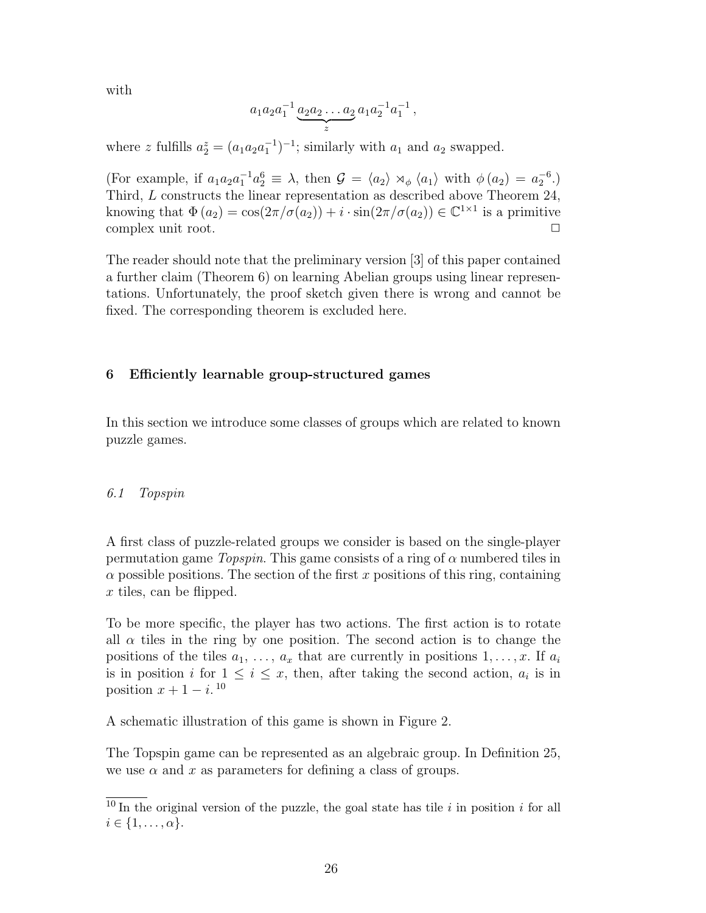with

$$a_1 a_2 a_1^{-1} \underbrace{a_2 a_2 \ldots a_2}_{z} a_1 a_2^{-1} a_1^{-1} \,,$$

where $z$ fulfills $a_2^z = (a_1 a_2 a_1^{-1})^{-1}$; similarly with $a_1$ and $a_2$ swapped.

(For example, if $a_1 a_2 a_1^{-1} a_2^6 \equiv \lambda$, then $\mathcal{G} = \langle a_2 \rangle \rtimes_\phi \langle a_1 \rangle$ with $\phi(a_2) = a_2^{-6}$.) Third, $L$ constructs the linear representation as described above Theorem 24, knowing that $\Phi(a_2) = \cos(2\pi/\sigma(a_2)) + i \cdot \sin(2\pi/\sigma(a_2)) \in \mathbb{C}^{1\times 1}$ is a primitive complex unit root. □

The reader should note that the preliminary version [3] of this paper contained a further claim (Theorem 6) on learning Abelian groups using linear representations. Unfortunately, the proof sketch given there is wrong and cannot be fixed. The corresponding theorem is excluded here.

## 6 Efficiently learnable group-structured games

In this section we introduce some classes of groups which are related to known puzzle games.

### 6.1 *Topspin*

A first class of puzzle-related groups we consider is based on the single-player permutation game *Topspin*. This game consists of a ring of $\alpha$ numbered tiles in $\alpha$ possible positions. The section of the first $x$ positions of this ring, containing $x$ tiles, can be flipped.

To be more specific, the player has two actions. The first action is to rotate all $\alpha$ tiles in the ring by one position. The second action is to change the positions of the tiles $a_1, \ldots, a_x$ that are currently in positions $1, \ldots, x$. If $a_i$ is in position $i$ for $1 \le i \le x$, then, after taking the second action, $a_i$ is in position $x + 1 - i$.[10]

A schematic illustration of this game is shown in Figure 2.

The Topspin game can be represented as an algebraic group. In Definition 25, we use $\alpha$ and $x$ as parameters for defining a class of groups.

[10] In the original version of the puzzle, the goal state has tile $i$ in position $i$ for all $i \in \{1, \ldots, \alpha\}$.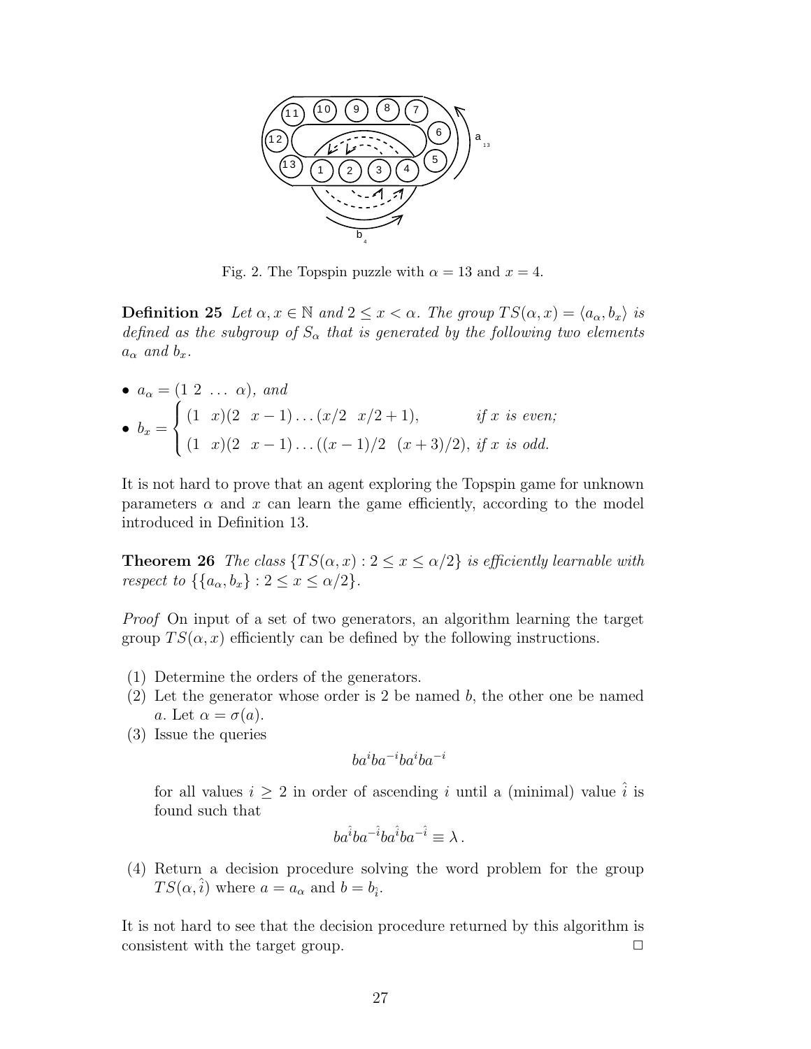Fig. 2. The Topspin puzzle with $\alpha = 13$ and $x = 4$.

**Definition 25** *Let $\alpha, x \in \mathbb{N}$ and $2 \le x < \alpha$. The group $TS(\alpha, x) = \langle a_\alpha, b_x \rangle$ is defined as the subgroup of $S_\alpha$ that is generated by the following two elements $a_\alpha$ and $b_x$.*

- $a_\alpha = (1\ 2\ \ldots\ \alpha)$, *and*
- $b_x = \begin{cases} (1\ \ x)(2\ \ x-1)\ldots(x/2\ \ x/2+1), & \textit{if } x \textit{ is even;} \\ (1\ \ x)(2\ \ x-1)\ldots((x-1)/2\ \ (x+3)/2), & \textit{if } x \textit{ is odd.} \end{cases}$

It is not hard to prove that an agent exploring the Topspin game for unknown parameters $\alpha$ and $x$ can learn the game efficiently, according to the model introduced in Definition 13.

**Theorem 26** *The class $\{TS(\alpha, x) : 2 \le x \le \alpha/2\}$ is efficiently learnable with respect to $\{\{a_\alpha, b_x\} : 2 \le x \le \alpha/2\}$.*

*Proof* On input of a set of two generators, an algorithm learning the target group $TS(\alpha, x)$ efficiently can be defined by the following instructions.

(1) Determine the orders of the generators.
(2) Let the generator whose order is 2 be named $b$, the other one be named $a$. Let $\alpha = \sigma(a)$.
(3) Issue the queries

$$ba^i ba^{-i} ba^i ba^{-i}$$

for all values $i \ge 2$ in order of ascending $i$ until a (minimal) value $\hat{\imath}$ is found such that

$$ba^{\hat{\imath}} ba^{-\hat{\imath}} ba^{\hat{\imath}} ba^{-\hat{\imath}} \equiv \lambda \, .$$

(4) Return a decision procedure solving the word problem for the group $TS(\alpha, \hat{\imath})$ where $a = a_\alpha$ and $b = b_{\hat{\imath}}$.

It is not hard to see that the decision procedure returned by this algorithm is consistent with the target group. □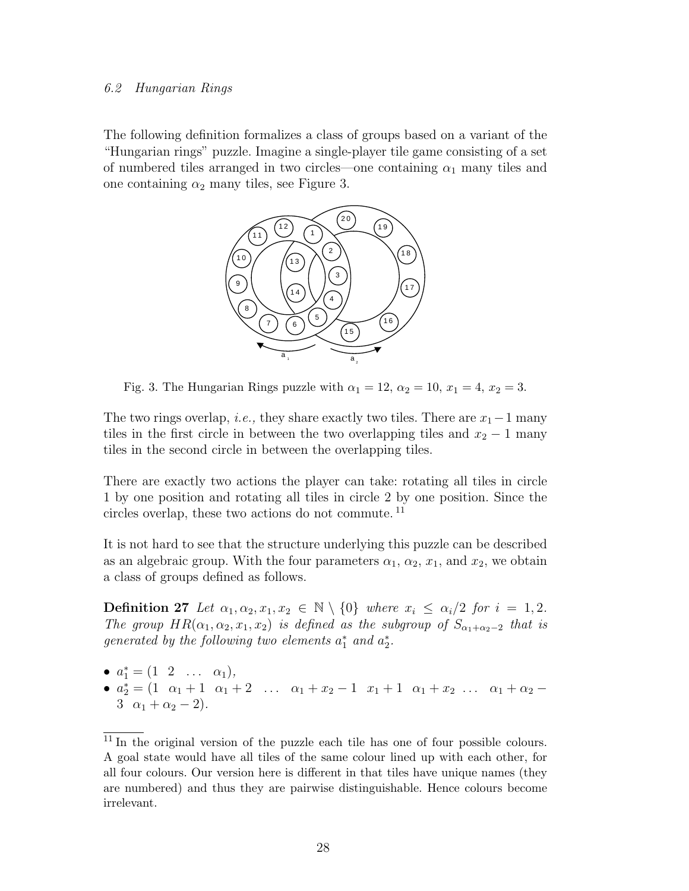## 6.2 Hungarian Rings

The following definition formalizes a class of groups based on a variant of the "Hungarian rings" puzzle. Imagine a single-player tile game consisting of a set of numbered tiles arranged in two circles—one containing $\alpha_1$ many tiles and one containing $\alpha_2$ many tiles, see Figure 3.

Fig. 3. The Hungarian Rings puzzle with $\alpha_1 = 12$, $\alpha_2 = 10$, $x_1 = 4$, $x_2 = 3$.

The two rings overlap, *i.e.,* they share exactly two tiles. There are $x_1 - 1$ many tiles in the first circle in between the two overlapping tiles and $x_2 - 1$ many tiles in the second circle in between the overlapping tiles.

There are exactly two actions the player can take: rotating all tiles in circle 1 by one position and rotating all tiles in circle 2 by one position. Since the circles overlap, these two actions do not commute. [11]

It is not hard to see that the structure underlying this puzzle can be described as an algebraic group. With the four parameters $\alpha_1$, $\alpha_2$, $x_1$, and $x_2$, we obtain a class of groups defined as follows.

**Definition 27** *Let $\alpha_1, \alpha_2, x_1, x_2 \in \mathbb{N} \setminus \{0\}$ where $x_i \leq \alpha_i/2$ for $i = 1, 2$. The group $HR(\alpha_1, \alpha_2, x_1, x_2)$ is defined as the subgroup of $S_{\alpha_1+\alpha_2-2}$ that is generated by the following two elements $a_1^*$ and $a_2^*$.*

- $a_1^* = (1 \;\; 2 \;\; \ldots \;\; \alpha_1)$,
- $a_2^* = (1 \;\; \alpha_1 + 1 \;\; \alpha_1 + 2 \;\; \ldots \;\; \alpha_1 + x_2 - 1 \;\; x_1 + 1 \;\; \alpha_1 + x_2 \;\; \ldots \;\; \alpha_1 + \alpha_2 - 3 \;\; \alpha_1 + \alpha_2 - 2)$.

[11] In the original version of the puzzle each tile has one of four possible colours. A goal state would have all tiles of the same colour lined up with each other, for all four colours. Our version here is different in that tiles have unique names (they are numbered) and thus they are pairwise distinguishable. Hence colours become irrelevant.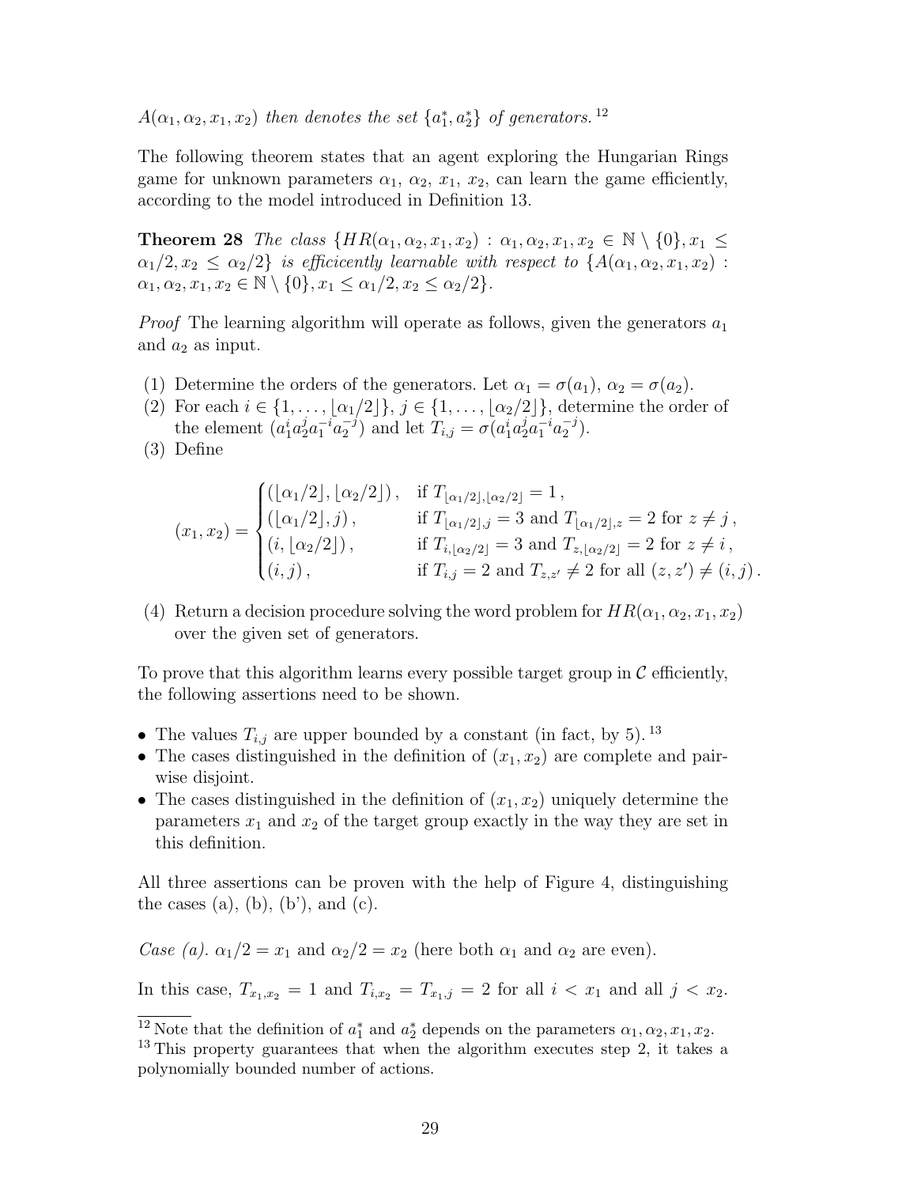$A(\alpha_1, \alpha_2, x_1, x_2)$ *then denotes the set* $\{a_1^*, a_2^*\}$ *of generators.*[12]

The following theorem states that an agent exploring the Hungarian Rings game for unknown parameters $\alpha_1$, $\alpha_2$, $x_1$, $x_2$, can learn the game efficiently, according to the model introduced in Definition 13.

**Theorem 28** *The class* $\{HR(\alpha_1, \alpha_2, x_1, x_2) : \alpha_1, \alpha_2, x_1, x_2 \in \mathbb{N} \setminus \{0\}, x_1 \leq \alpha_1/2, x_2 \leq \alpha_2/2\}$ *is efficicently learnable with respect to* $\{A(\alpha_1, \alpha_2, x_1, x_2) : \alpha_1, \alpha_2, x_1, x_2 \in \mathbb{N} \setminus \{0\}, x_1 \leq \alpha_1/2, x_2 \leq \alpha_2/2\}$.

*Proof* The learning algorithm will operate as follows, given the generators $a_1$ and $a_2$ as input.

(1) Determine the orders of the generators. Let $\alpha_1 = \sigma(a_1)$, $\alpha_2 = \sigma(a_2)$.
(2) For each $i \in \{1, \dots, \lfloor \alpha_1/2 \rfloor\}$, $j \in \{1, \dots, \lfloor \alpha_2/2 \rfloor\}$, determine the order of the element $(a_1^i a_2^j a_1^{-i} a_2^{-j})$ and let $T_{i,j} = \sigma(a_1^i a_2^j a_1^{-i} a_2^{-j})$.
(3) Define

$$(x_1, x_2) = \begin{cases} (\lfloor \alpha_1/2 \rfloor, \lfloor \alpha_2/2 \rfloor)\,, & \text{if } T_{\lfloor \alpha_1/2 \rfloor, \lfloor \alpha_2/2 \rfloor} = 1\,, \\ (\lfloor \alpha_1/2 \rfloor, j)\,, & \text{if } T_{\lfloor \alpha_1/2 \rfloor, j} = 3 \text{ and } T_{\lfloor \alpha_1/2 \rfloor, z} = 2 \text{ for } z \neq j\,, \\ (i, \lfloor \alpha_2/2 \rfloor)\,, & \text{if } T_{i, \lfloor \alpha_2/2 \rfloor} = 3 \text{ and } T_{z, \lfloor \alpha_2/2 \rfloor} = 2 \text{ for } z \neq i\,, \\ (i, j)\,, & \text{if } T_{i,j} = 2 \text{ and } T_{z,z'} \neq 2 \text{ for all } (z, z') \neq (i, j)\,. \end{cases}$$

(4) Return a decision procedure solving the word problem for $HR(\alpha_1, \alpha_2, x_1, x_2)$ over the given set of generators.

To prove that this algorithm learns every possible target group in $\mathcal{C}$ efficiently, the following assertions need to be shown.

- The values $T_{i,j}$ are upper bounded by a constant (in fact, by 5).[13]
- The cases distinguished in the definition of $(x_1, x_2)$ are complete and pairwise disjoint.
- The cases distinguished in the definition of $(x_1, x_2)$ uniquely determine the parameters $x_1$ and $x_2$ of the target group exactly in the way they are set in this definition.

All three assertions can be proven with the help of Figure 4, distinguishing the cases (a), (b), (b'), and (c).

*Case (a).* $\alpha_1/2 = x_1$ and $\alpha_2/2 = x_2$ (here both $\alpha_1$ and $\alpha_2$ are even).

In this case, $T_{x_1,x_2} = 1$ and $T_{i,x_2} = T_{x_1,j} = 2$ for all $i < x_1$ and all $j < x_2$.

---

[12] Note that the definition of $a_1^*$ and $a_2^*$ depends on the parameters $\alpha_1, \alpha_2, x_1, x_2$.

[13] This property guarantees that when the algorithm executes step 2, it takes a polynomially bounded number of actions.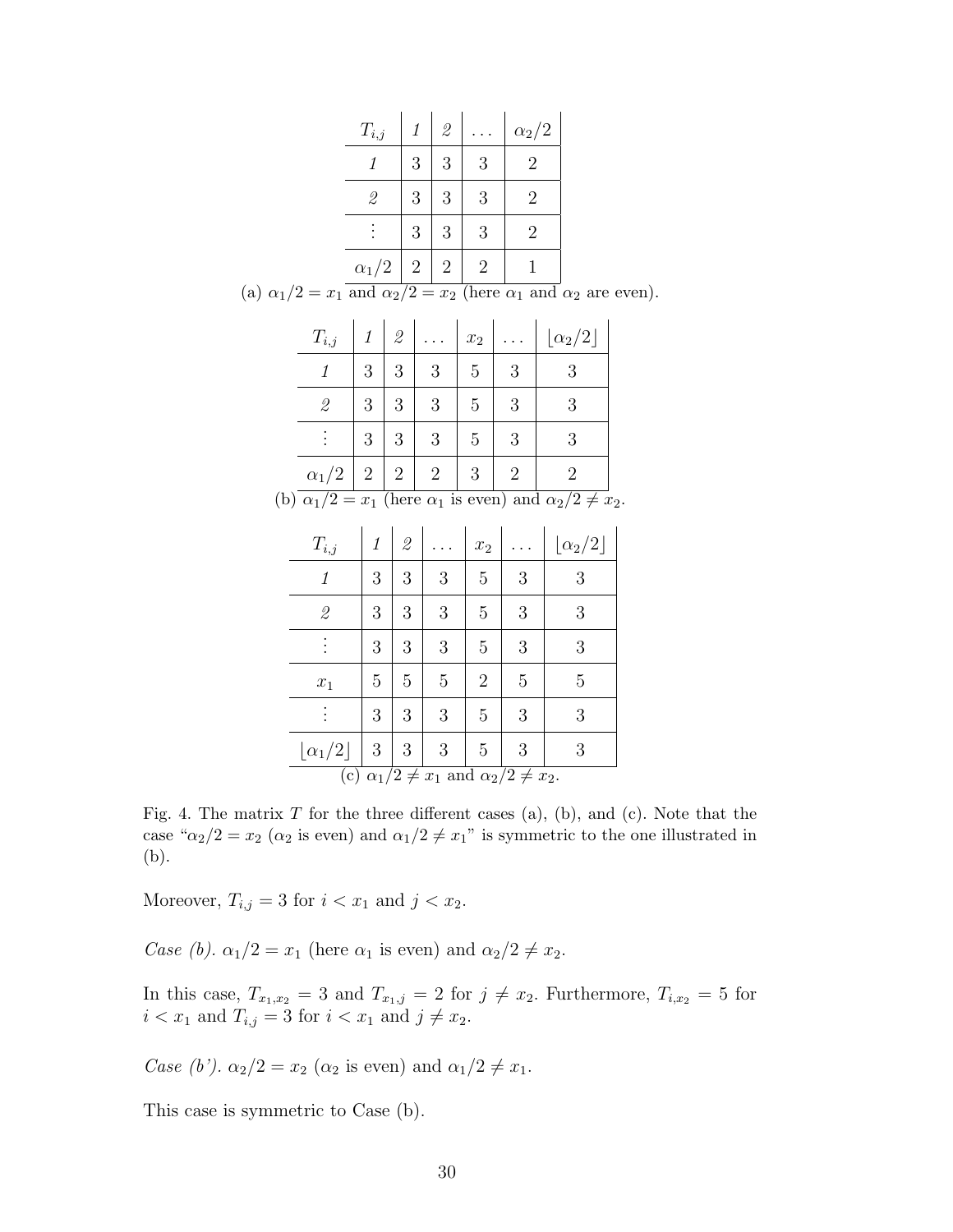| $T_{i,j}$ | *1* | *2* | ... | $\alpha_2/2$ |
|---|---|---|---|---|
| *1* | 3 | 3 | 3 | 2 |
| *2* | 3 | 3 | 3 | 2 |
| ⋮ | 3 | 3 | 3 | 2 |
| $\alpha_1/2$ | 2 | 2 | 2 | 1 |

(a) $\alpha_1/2 = x_1$ and $\alpha_2/2 = x_2$ (here $\alpha_1$ and $\alpha_2$ are even).

| $T_{i,j}$ | *1* | *2* | ... | $x_2$ | ... | $\lfloor \alpha_2/2 \rfloor$ |
|---|---|---|---|---|---|---|
| *1* | 3 | 3 | 3 | 5 | 3 | 3 |
| *2* | 3 | 3 | 3 | 5 | 3 | 3 |
| ⋮ | 3 | 3 | 3 | 5 | 3 | 3 |
| $\alpha_1/2$ | 2 | 2 | 2 | 3 | 2 | 2 |

(b) $\alpha_1/2 = x_1$ (here $\alpha_1$ is even) and $\alpha_2/2 \neq x_2$.

| $T_{i,j}$ | *1* | *2* | ... | $x_2$ | ... | $\lfloor \alpha_2/2 \rfloor$ |
|---|---|---|---|---|---|---|
| *1* | 3 | 3 | 3 | 5 | 3 | 3 |
| *2* | 3 | 3 | 3 | 5 | 3 | 3 |
| ⋮ | 3 | 3 | 3 | 5 | 3 | 3 |
| $x_1$ | 5 | 5 | 5 | 2 | 5 | 5 |
| ⋮ | 3 | 3 | 3 | 5 | 3 | 3 |
| $\lfloor \alpha_1/2 \rfloor$ | 3 | 3 | 3 | 5 | 3 | 3 |

(c) $\alpha_1/2 \neq x_1$ and $\alpha_2/2 \neq x_2$.

Fig. 4. The matrix $T$ for the three different cases (a), (b), and (c). Note that the case "$\alpha_2/2 = x_2$ ($\alpha_2$ is even) and $\alpha_1/2 \neq x_1$" is symmetric to the one illustrated in (b).

Moreover, $T_{i,j} = 3$ for $i < x_1$ and $j < x_2$.

*Case (b).* $\alpha_1/2 = x_1$ (here $\alpha_1$ is even) and $\alpha_2/2 \neq x_2$.

In this case, $T_{x_1,x_2} = 3$ and $T_{x_1,j} = 2$ for $j \neq x_2$. Furthermore, $T_{i,x_2} = 5$ for $i < x_1$ and $T_{i,j} = 3$ for $i < x_1$ and $j \neq x_2$.

*Case (b').* $\alpha_2/2 = x_2$ ($\alpha_2$ is even) and $\alpha_1/2 \neq x_1$.

This case is symmetric to Case (b).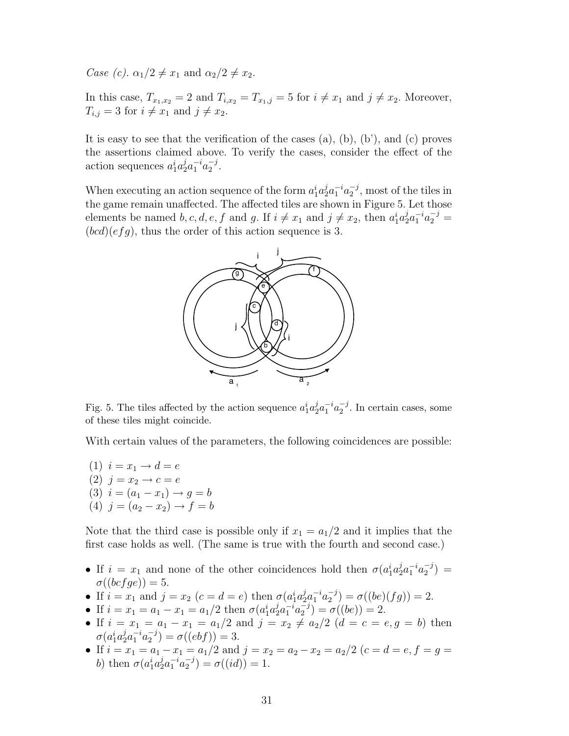*Case (c).* $\alpha_1/2 \neq x_1$ and $\alpha_2/2 \neq x_2$.

In this case, $T_{x_1,x_2} = 2$ and $T_{i,x_2} = T_{x_1,j} = 5$ for $i \neq x_1$ and $j \neq x_2$. Moreover, $T_{i,j} = 3$ for $i \neq x_1$ and $j \neq x_2$.

It is easy to see that the verification of the cases (a), (b), (b'), and (c) proves the assertions claimed above. To verify the cases, consider the effect of the action sequences $a_1^i a_2^j a_1^{-i} a_2^{-j}$.

When executing an action sequence of the form $a_1^i a_2^j a_1^{-i} a_2^{-j}$, most of the tiles in the game remain unaffected. The affected tiles are shown in Figure 5. Let those elements be named $b, c, d, e, f$ and $g$. If $i \neq x_1$ and $j \neq x_2$, then $a_1^i a_2^j a_1^{-i} a_2^{-j} = (bcd)(efg)$, thus the order of this action sequence is 3.

Fig. 5. The tiles affected by the action sequence $a_1^i a_2^j a_1^{-i} a_2^{-j}$. In certain cases, some of these tiles might coincide.

With certain values of the parameters, the following coincidences are possible:

(1) $i = x_1 \rightarrow d = e$
(2) $j = x_2 \rightarrow c = e$
(3) $i = (a_1 - x_1) \rightarrow g = b$
(4) $j = (a_2 - x_2) \rightarrow f = b$

Note that the third case is possible only if $x_1 = a_1/2$ and it implies that the first case holds as well. (The same is true with the fourth and second case.)

- If $i = x_1$ and none of the other coincidences hold then $\sigma(a_1^i a_2^j a_1^{-i} a_2^{-j}) = \sigma((bcfge)) = 5$.
- If $i = x_1$ and $j = x_2$ ($c = d = e$) then $\sigma(a_1^i a_2^j a_1^{-i} a_2^{-j}) = \sigma((be)(fg)) = 2$.
- If $i = x_1 = a_1 - x_1 = a_1/2$ then $\sigma(a_1^i a_2^j a_1^{-i} a_2^{-j}) = \sigma((be)) = 2$.
- If $i = x_1 = a_1 - x_1 = a_1/2$ and $j = x_2 \neq a_2/2$ ($d = c = e, g = b$) then $\sigma(a_1^i a_2^j a_1^{-i} a_2^{-j}) = \sigma((ebf)) = 3$.
- If $i = x_1 = a_1 - x_1 = a_1/2$ and $j = x_2 = a_2 - x_2 = a_2/2$ ($c = d = e, f = g = b$) then $\sigma(a_1^i a_2^j a_1^{-i} a_2^{-j}) = \sigma((id)) = 1$.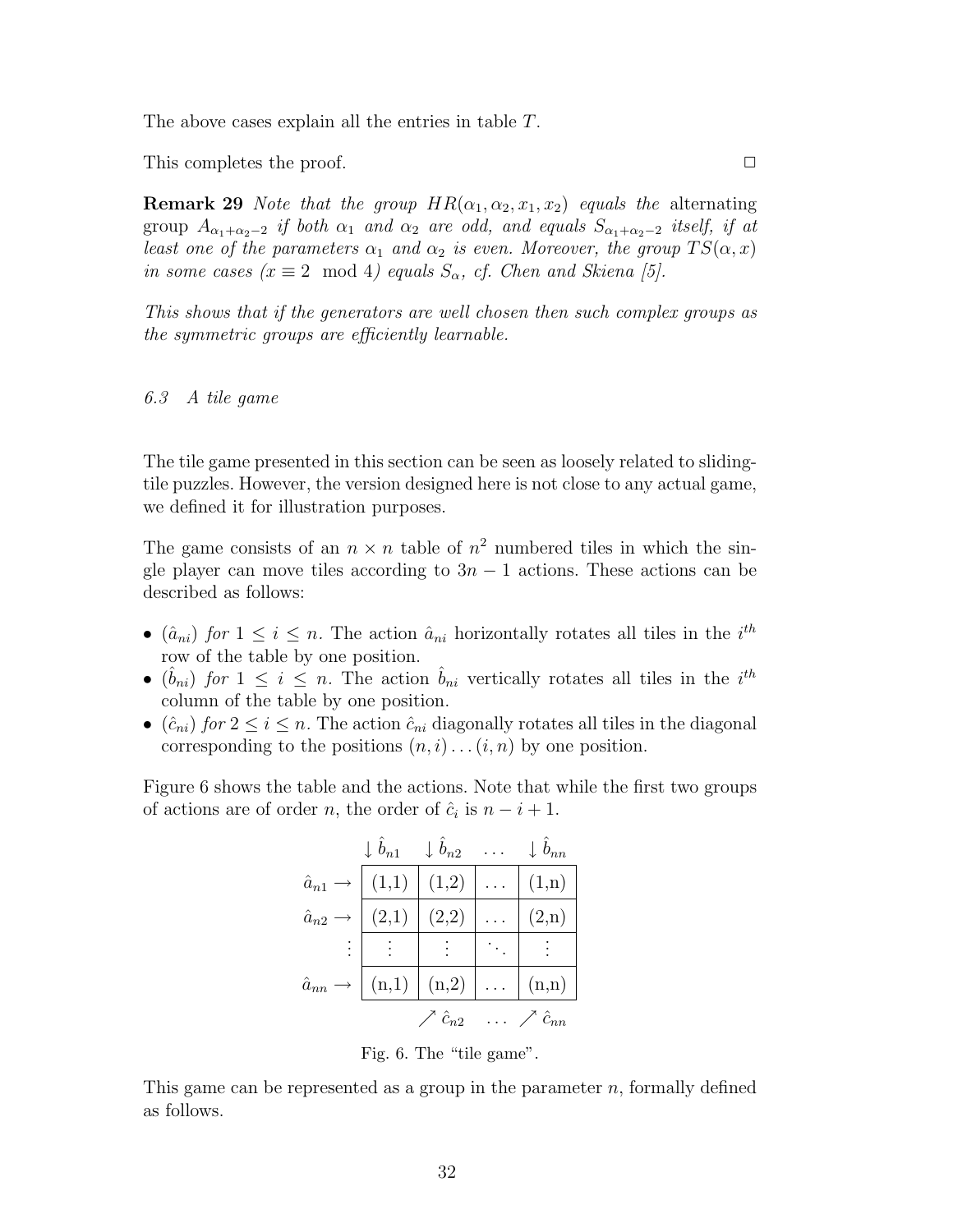The above cases explain all the entries in table $T$.

This completes the proof. □

**Remark 29** *Note that the group $HR(\alpha_1, \alpha_2, x_1, x_2)$ equals the* alternating group $A_{\alpha_1+\alpha_2-2}$ *if both $\alpha_1$ and $\alpha_2$ are odd, and equals $S_{\alpha_1+\alpha_2-2}$ itself, if at least one of the parameters $\alpha_1$ and $\alpha_2$ is even. Moreover, the group $TS(\alpha, x)$ in some cases ($x \equiv 2 \mod 4$) equals $S_\alpha$, cf. Chen and Skiena [5].*

*This shows that if the generators are well chosen then such complex groups as the symmetric groups are efficiently learnable.*

### 6.3 A tile game

The tile game presented in this section can be seen as loosely related to sliding-tile puzzles. However, the version designed here is not close to any actual game, we defined it for illustration purposes.

The game consists of an $n \times n$ table of $n^2$ numbered tiles in which the single player can move tiles according to $3n - 1$ actions. These actions can be described as follows:

- ($\hat{a}_{ni}$) *for* $1 \leq i \leq n$. The action $\hat{a}_{ni}$ horizontally rotates all tiles in the $i^{th}$ row of the table by one position.
- ($\hat{b}_{ni}$) *for* $1 \leq i \leq n$. The action $\hat{b}_{ni}$ vertically rotates all tiles in the $i^{th}$ column of the table by one position.
- ($\hat{c}_{ni}$) *for* $2 \leq i \leq n$. The action $\hat{c}_{ni}$ diagonally rotates all tiles in the diagonal corresponding to the positions $(n, i) \dots (i, n)$ by one position.

Figure 6 shows the table and the actions. Note that while the first two groups of actions are of order $n$, the order of $\hat{c}_i$ is $n - i + 1$.

| | $\downarrow \hat{b}_{n1}$ | $\downarrow \hat{b}_{n2}$ | $\dots$ | $\downarrow \hat{b}_{nn}$ |
|---|---|---|---|---|
| $\hat{a}_{n1} \rightarrow$ | (1,1) | (1,2) | $\dots$ | (1,n) |
| $\hat{a}_{n2} \rightarrow$ | (2,1) | (2,2) | $\dots$ | (2,n) |
| $\vdots$ | $\vdots$ | $\vdots$ | $\ddots$ | $\vdots$ |
| $\hat{a}_{nn} \rightarrow$ | (n,1) | (n,2) | $\dots$ | (n,n) |
| | | $\nearrow \hat{c}_{n2}$ | $\dots$ | $\nearrow \hat{c}_{nn}$ |

Fig. 6. The "tile game".

This game can be represented as a group in the parameter $n$, formally defined as follows.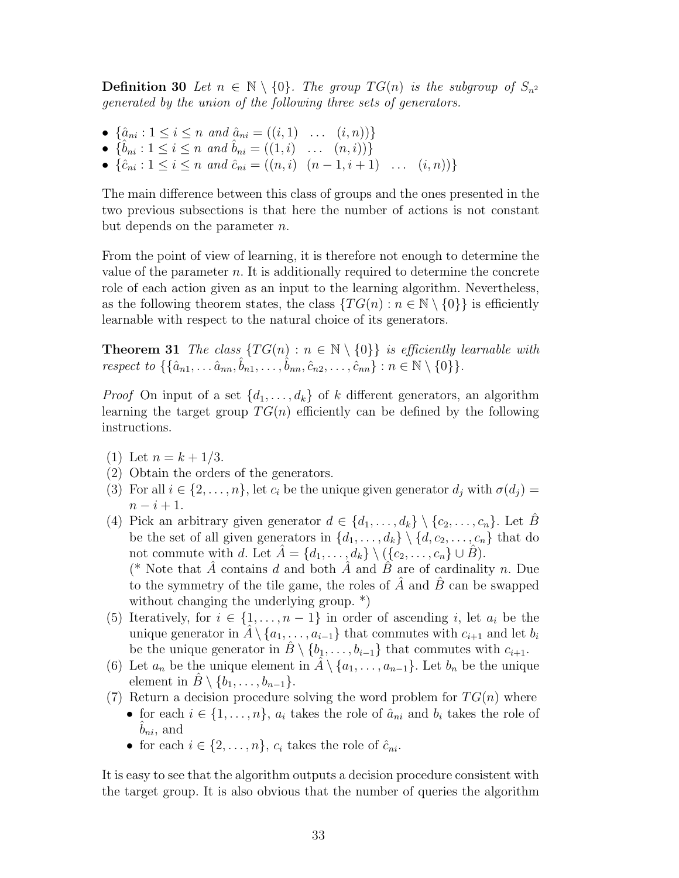**Definition 30** *Let $n \in \mathbb{N} \setminus \{0\}$. The group $TG(n)$ is the subgroup of $S_{n^2}$ generated by the union of the following three sets of generators.*

- $\{\hat{a}_{ni} : 1 \leq i \leq n \text{ and } \hat{a}_{ni} = ((i,1) \quad \ldots \quad (i,n))\}$
- $\{\hat{b}_{ni} : 1 \leq i \leq n \text{ and } \hat{b}_{ni} = ((1,i) \quad \ldots \quad (n,i))\}$
- $\{\hat{c}_{ni} : 1 \leq i \leq n \text{ and } \hat{c}_{ni} = ((n,i) \quad (n-1,i+1) \quad \ldots \quad (i,n))\}$

The main difference between this class of groups and the ones presented in the two previous subsections is that here the number of actions is not constant but depends on the parameter $n$.

From the point of view of learning, it is therefore not enough to determine the value of the parameter $n$. It is additionally required to determine the concrete role of each action given as an input to the learning algorithm. Nevertheless, as the following theorem states, the class $\{TG(n) : n \in \mathbb{N} \setminus \{0\}\}$ is efficiently learnable with respect to the natural choice of its generators.

**Theorem 31** *The class $\{TG(n) : n \in \mathbb{N} \setminus \{0\}\}$ is efficiently learnable with respect to $\{\{\hat{a}_{n1}, \ldots \hat{a}_{nn}, \hat{b}_{n1}, \ldots, \hat{b}_{nn}, \hat{c}_{n2}, \ldots, \hat{c}_{nn}\} : n \in \mathbb{N} \setminus \{0\}\}$.*

*Proof* On input of a set $\{d_1, \ldots, d_k\}$ of $k$ different generators, an algorithm learning the target group $TG(n)$ efficiently can be defined by the following instructions.

(1) Let $n = k + 1/3$.
(2) Obtain the orders of the generators.
(3) For all $i \in \{2, \ldots, n\}$, let $c_i$ be the unique given generator $d_j$ with $\sigma(d_j) = n - i + 1$.
(4) Pick an arbitrary given generator $d \in \{d_1, \ldots, d_k\} \setminus \{c_2, \ldots, c_n\}$. Let $\hat{B}$ be the set of all given generators in $\{d_1, \ldots, d_k\} \setminus \{d, c_2, \ldots, c_n\}$ that do not commute with $d$. Let $\hat{A} = \{d_1, \ldots, d_k\} \setminus (\{c_2, \ldots, c_n\} \cup \hat{B})$.
(* Note that $\hat{A}$ contains $d$ and both $\hat{A}$ and $\hat{B}$ are of cardinality $n$. Due to the symmetry of the tile game, the roles of $\hat{A}$ and $\hat{B}$ can be swapped without changing the underlying group. *)
(5) Iteratively, for $i \in \{1, \ldots, n-1\}$ in order of ascending $i$, let $a_i$ be the unique generator in $\hat{A} \setminus \{a_1, \ldots, a_{i-1}\}$ that commutes with $c_{i+1}$ and let $b_i$ be the unique generator in $\hat{B} \setminus \{b_1, \ldots, b_{i-1}\}$ that commutes with $c_{i+1}$.
(6) Let $a_n$ be the unique element in $\hat{A} \setminus \{a_1, \ldots, a_{n-1}\}$. Let $b_n$ be the unique element in $\hat{B} \setminus \{b_1, \ldots, b_{n-1}\}$.
(7) Return a decision procedure solving the word problem for $TG(n)$ where
    - for each $i \in \{1, \ldots, n\}$, $a_i$ takes the role of $\hat{a}_{ni}$ and $b_i$ takes the role of $\hat{b}_{ni}$, and
    - for each $i \in \{2, \ldots, n\}$, $c_i$ takes the role of $\hat{c}_{ni}$.

It is easy to see that the algorithm outputs a decision procedure consistent with the target group. It is also obvious that the number of queries the algorithm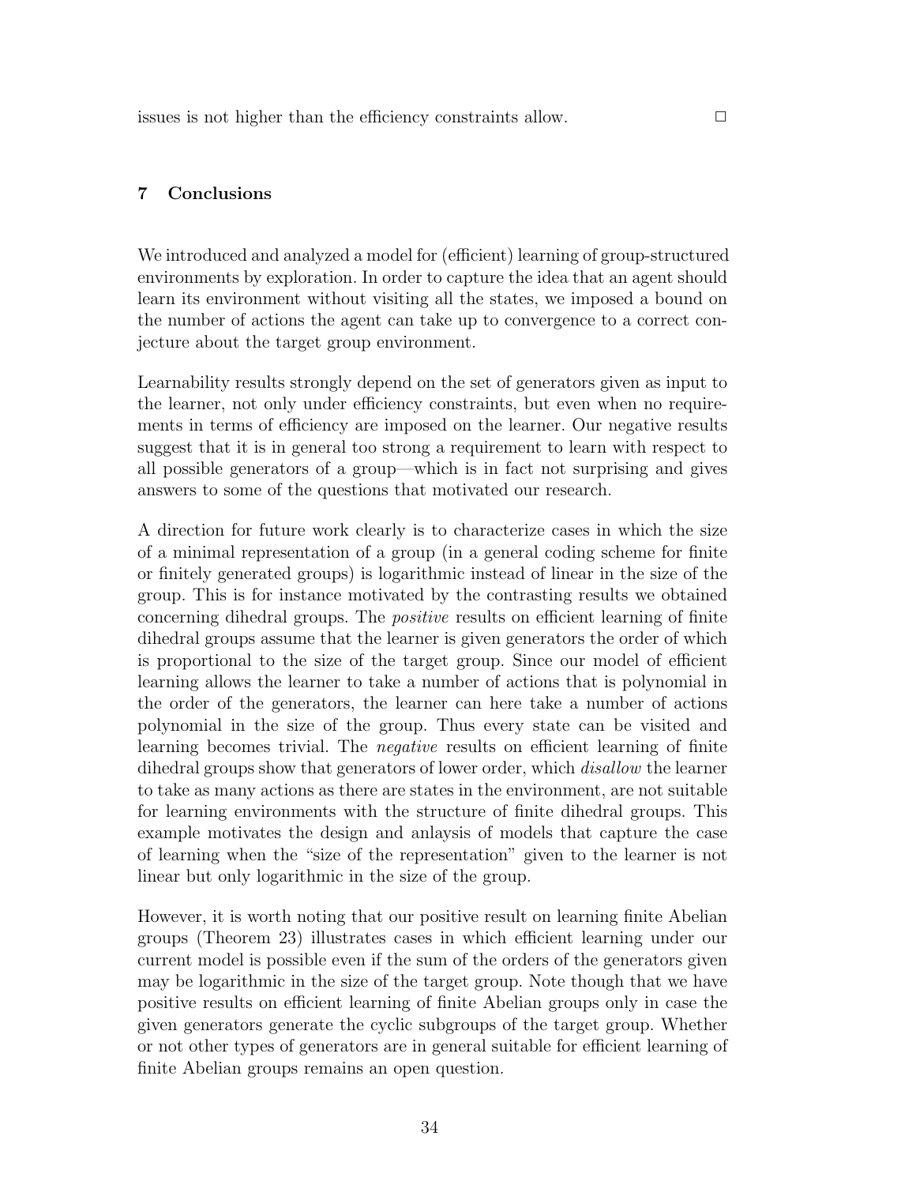issues is not higher than the efficiency constraints allow. □

## 7 Conclusions

We introduced and analyzed a model for (efficient) learning of group-structured environments by exploration. In order to capture the idea that an agent should learn its environment without visiting all the states, we imposed a bound on the number of actions the agent can take up to convergence to a correct conjecture about the target group environment.

Learnability results strongly depend on the set of generators given as input to the learner, not only under efficiency constraints, but even when no requirements in terms of efficiency are imposed on the learner. Our negative results suggest that it is in general too strong a requirement to learn with respect to all possible generators of a group—which is in fact not surprising and gives answers to some of the questions that motivated our research.

A direction for future work clearly is to characterize cases in which the size of a minimal representation of a group (in a general coding scheme for finite or finitely generated groups) is logarithmic instead of linear in the size of the group. This is for instance motivated by the contrasting results we obtained concerning dihedral groups. The *positive* results on efficient learning of finite dihedral groups assume that the learner is given generators the order of which is proportional to the size of the target group. Since our model of efficient learning allows the learner to take a number of actions that is polynomial in the order of the generators, the learner can here take a number of actions polynomial in the size of the group. Thus every state can be visited and learning becomes trivial. The *negative* results on efficient learning of finite dihedral groups show that generators of lower order, which *disallow* the learner to take as many actions as there are states in the environment, are not suitable for learning environments with the structure of finite dihedral groups. This example motivates the design and anlaysis of models that capture the case of learning when the "size of the representation" given to the learner is not linear but only logarithmic in the size of the group.

However, it is worth noting that our positive result on learning finite Abelian groups (Theorem 23) illustrates cases in which efficient learning under our current model is possible even if the sum of the orders of the generators given may be logarithmic in the size of the target group. Note though that we have positive results on efficient learning of finite Abelian groups only in case the given generators generate the cyclic subgroups of the target group. Whether or not other types of generators are in general suitable for efficient learning of finite Abelian groups remains an open question.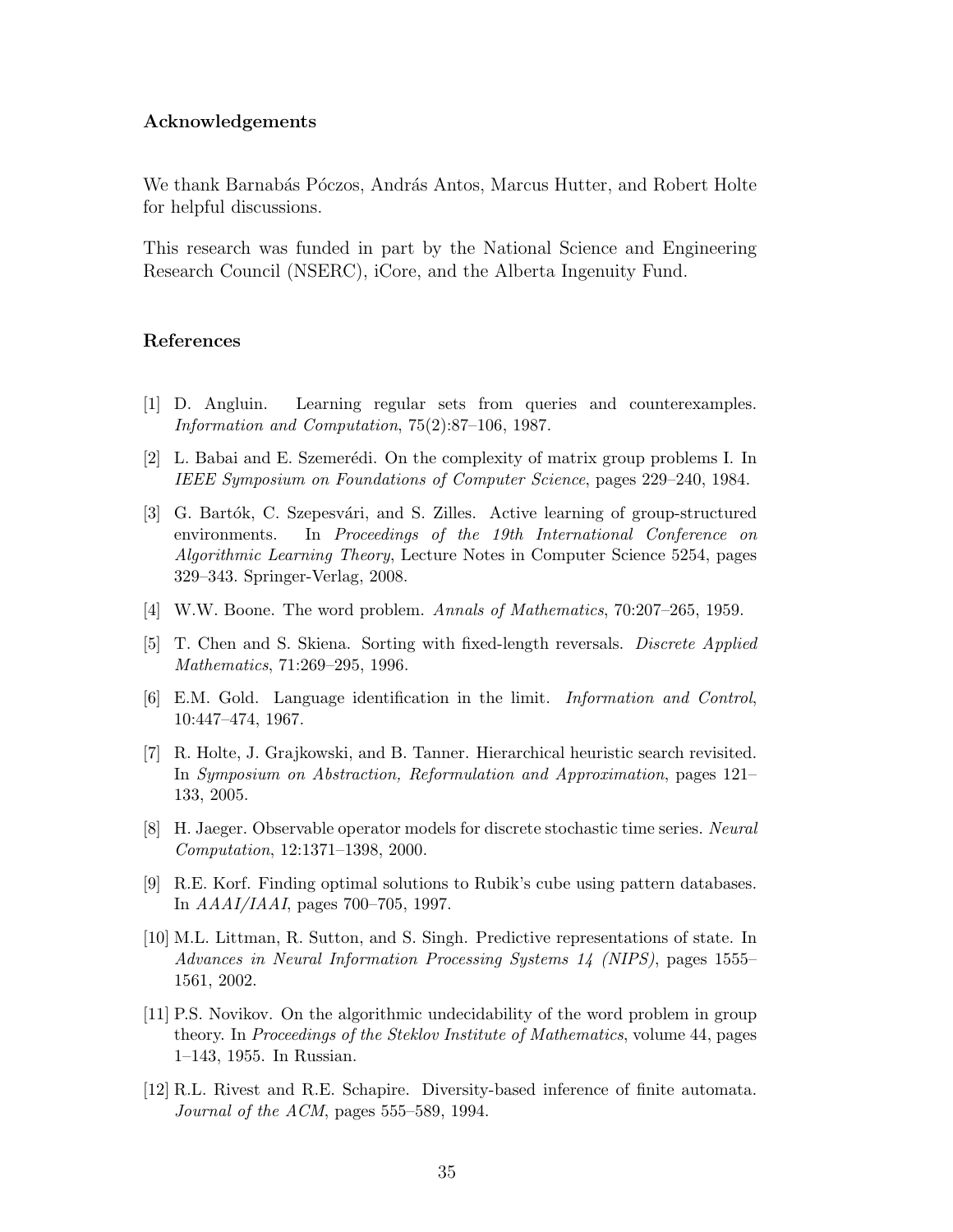### Acknowledgements

We thank Barnabás Póczos, András Antos, Marcus Hutter, and Robert Holte for helpful discussions.

This research was funded in part by the National Science and Engineering Research Council (NSERC), iCore, and the Alberta Ingenuity Fund.

### References

[1] D. Angluin. Learning regular sets from queries and counterexamples. *Information and Computation*, 75(2):87–106, 1987.

[2] L. Babai and E. Szemerédi. On the complexity of matrix group problems I. In *IEEE Symposium on Foundations of Computer Science*, pages 229–240, 1984.

[3] G. Bartók, C. Szepesvári, and S. Zilles. Active learning of group-structured environments. In *Proceedings of the 19th International Conference on Algorithmic Learning Theory*, Lecture Notes in Computer Science 5254, pages 329–343. Springer-Verlag, 2008.

[4] W.W. Boone. The word problem. *Annals of Mathematics*, 70:207–265, 1959.

[5] T. Chen and S. Skiena. Sorting with fixed-length reversals. *Discrete Applied Mathematics*, 71:269–295, 1996.

[6] E.M. Gold. Language identification in the limit. *Information and Control*, 10:447–474, 1967.

[7] R. Holte, J. Grajkowski, and B. Tanner. Hierarchical heuristic search revisited. In *Symposium on Abstraction, Reformulation and Approximation*, pages 121–133, 2005.

[8] H. Jaeger. Observable operator models for discrete stochastic time series. *Neural Computation*, 12:1371–1398, 2000.

[9] R.E. Korf. Finding optimal solutions to Rubik's cube using pattern databases. In *AAAI/IAAI*, pages 700–705, 1997.

[10] M.L. Littman, R. Sutton, and S. Singh. Predictive representations of state. In *Advances in Neural Information Processing Systems 14 (NIPS)*, pages 1555–1561, 2002.

[11] P.S. Novikov. On the algorithmic undecidability of the word problem in group theory. In *Proceedings of the Steklov Institute of Mathematics*, volume 44, pages 1–143, 1955. In Russian.

[12] R.L. Rivest and R.E. Schapire. Diversity-based inference of finite automata. *Journal of the ACM*, pages 555–589, 1994.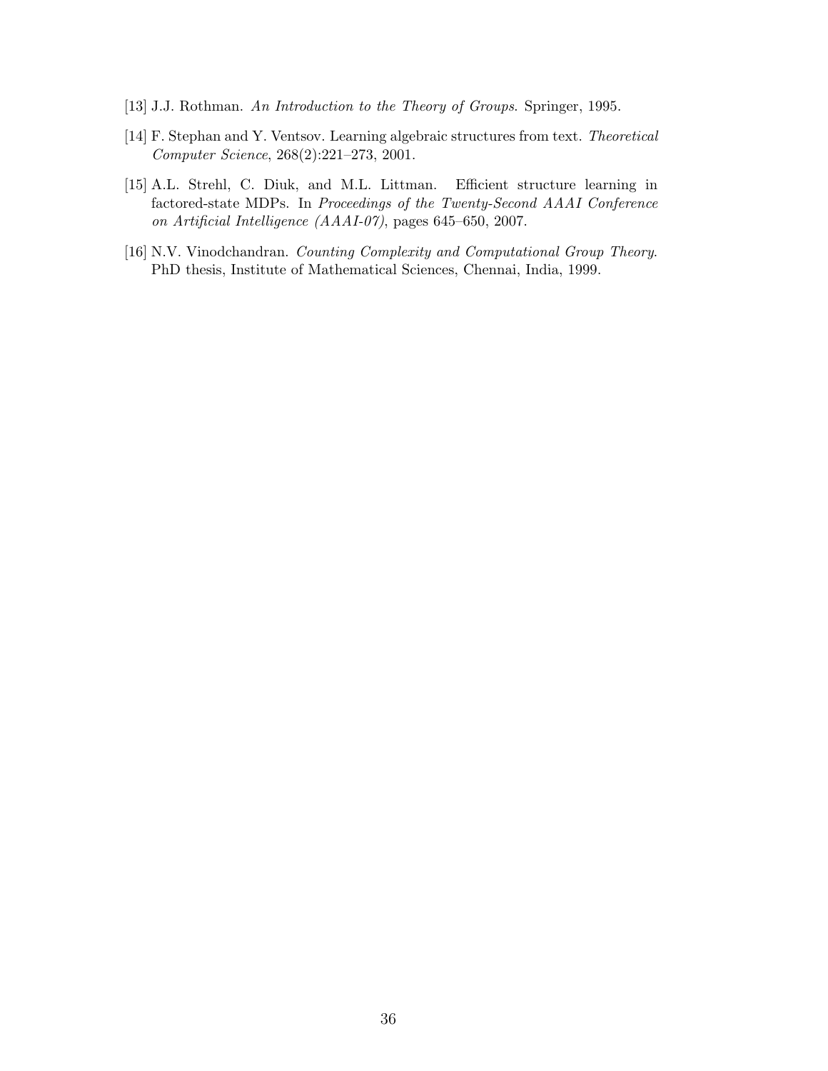[13] J.J. Rothman. *An Introduction to the Theory of Groups*. Springer, 1995.

[14] F. Stephan and Y. Ventsov. Learning algebraic structures from text. *Theoretical Computer Science*, 268(2):221–273, 2001.

[15] A.L. Strehl, C. Diuk, and M.L. Littman. Efficient structure learning in factored-state MDPs. In *Proceedings of the Twenty-Second AAAI Conference on Artificial Intelligence (AAAI-07)*, pages 645–650, 2007.

[16] N.V. Vinodchandran. *Counting Complexity and Computational Group Theory*. PhD thesis, Institute of Mathematical Sciences, Chennai, India, 1999.